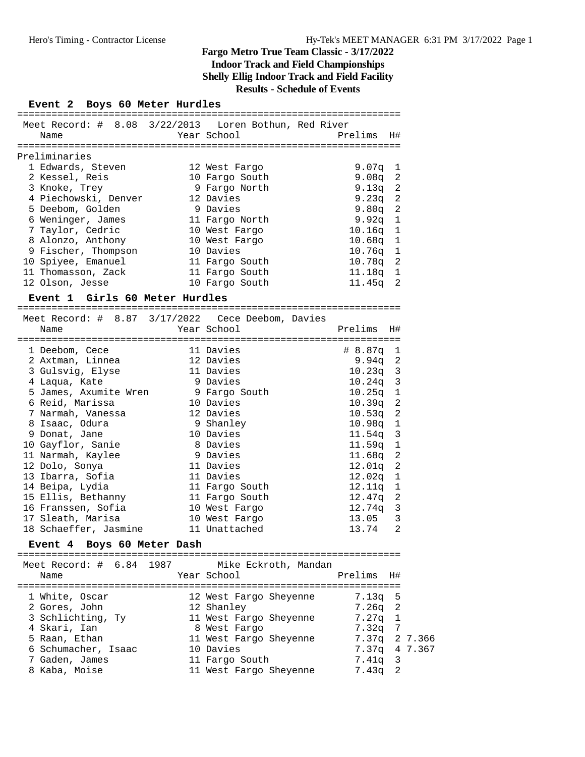# Fargo Metro True Team Classic - 3/17/2022
## Indoor Track and Field Championships
## Shelly Ellig Indoor Track and Field Facility
## Results - Schedule of Events

### Event 2 Boys 60 Meter Hurdles

Meet Record: # 8.08 3/22/2013 Loren Bothun, Red River

Preliminaries

| | Name | Year | School | Prelims | H# |
|---|---|---|---|---|---|
| 1 | Edwards, Steven | 12 | West Fargo | 9.07q | 1 |
| 2 | Kessel, Reis | 10 | Fargo South | 9.08q | 2 |
| 3 | Knoke, Trey | 9 | Fargo North | 9.13q | 2 |
| 4 | Piechowski, Denver | 12 | Davies | 9.23q | 2 |
| 5 | Deebom, Golden | 9 | Davies | 9.80q | 2 |
| 6 | Weninger, James | 11 | Fargo North | 9.92q | 1 |
| 7 | Taylor, Cedric | 10 | West Fargo | 10.16q | 1 |
| 8 | Alonzo, Anthony | 10 | West Fargo | 10.68q | 1 |
| 9 | Fischer, Thompson | 10 | Davies | 10.76q | 1 |
| 10 | Spiyee, Emanuel | 11 | Fargo South | 10.78q | 2 |
| 11 | Thomasson, Zack | 11 | Fargo South | 11.18q | 1 |
| 12 | Olson, Jesse | 10 | Fargo South | 11.45q | 2 |

### Event 1 Girls 60 Meter Hurdles

Meet Record: # 8.87 3/17/2022 Cece Deebom, Davies

| | Name | Year | School | Prelims | H# |
|---|---|---|---|---|---|
| 1 | Deebom, Cece | 11 | Davies | # 8.87q | 1 |
| 2 | Axtman, Linnea | 12 | Davies | 9.94q | 2 |
| 3 | Gulsvig, Elyse | 11 | Davies | 10.23q | 3 |
| 4 | Laqua, Kate | 9 | Davies | 10.24q | 3 |
| 5 | James, Axumite Wren | 9 | Fargo South | 10.25q | 1 |
| 6 | Reid, Marissa | 10 | Davies | 10.39q | 2 |
| 7 | Narmah, Vanessa | 12 | Davies | 10.53q | 2 |
| 8 | Isaac, Odura | 9 | Shanley | 10.98q | 1 |
| 9 | Donat, Jane | 10 | Davies | 11.54q | 3 |
| 10 | Gayflor, Sanie | 8 | Davies | 11.59q | 1 |
| 11 | Narmah, Kaylee | 9 | Davies | 11.68q | 2 |
| 12 | Dolo, Sonya | 11 | Davies | 12.01q | 2 |
| 13 | Ibarra, Sofia | 11 | Davies | 12.02q | 1 |
| 14 | Beipa, Lydia | 11 | Fargo South | 12.11q | 1 |
| 15 | Ellis, Bethanny | 11 | Fargo South | 12.47q | 2 |
| 16 | Franssen, Sofia | 10 | West Fargo | 12.74q | 3 |
| 17 | Sleath, Marisa | 10 | West Fargo | 13.05 | 3 |
| 18 | Schaeffer, Jasmine | 11 | Unattached | 13.74 | 2 |

### Event 4 Boys 60 Meter Dash

Meet Record: # 6.84 1987 Mike Eckroth, Mandan

| | Name | Year | School | Prelims | H# | |
|---|---|---|---|---|---|---|
| 1 | White, Oscar | 12 | West Fargo Sheyenne | 7.13q | 5 | |
| 2 | Gores, John | 12 | Shanley | 7.26q | 2 | |
| 3 | Schlichting, Ty | 11 | West Fargo Sheyenne | 7.27q | 1 | |
| 4 | Skari, Ian | 8 | West Fargo | 7.32q | 7 | |
| 5 | Raan, Ethan | 11 | West Fargo Sheyenne | 7.37q | 2 | 7.366 |
| 6 | Schumacher, Isaac | 10 | Davies | 7.37q | 4 | 7.367 |
| 7 | Gaden, James | 11 | Fargo South | 7.41q | 3 | |
| 8 | Kaba, Moise | 11 | West Fargo Sheyenne | 7.43q | 2 | |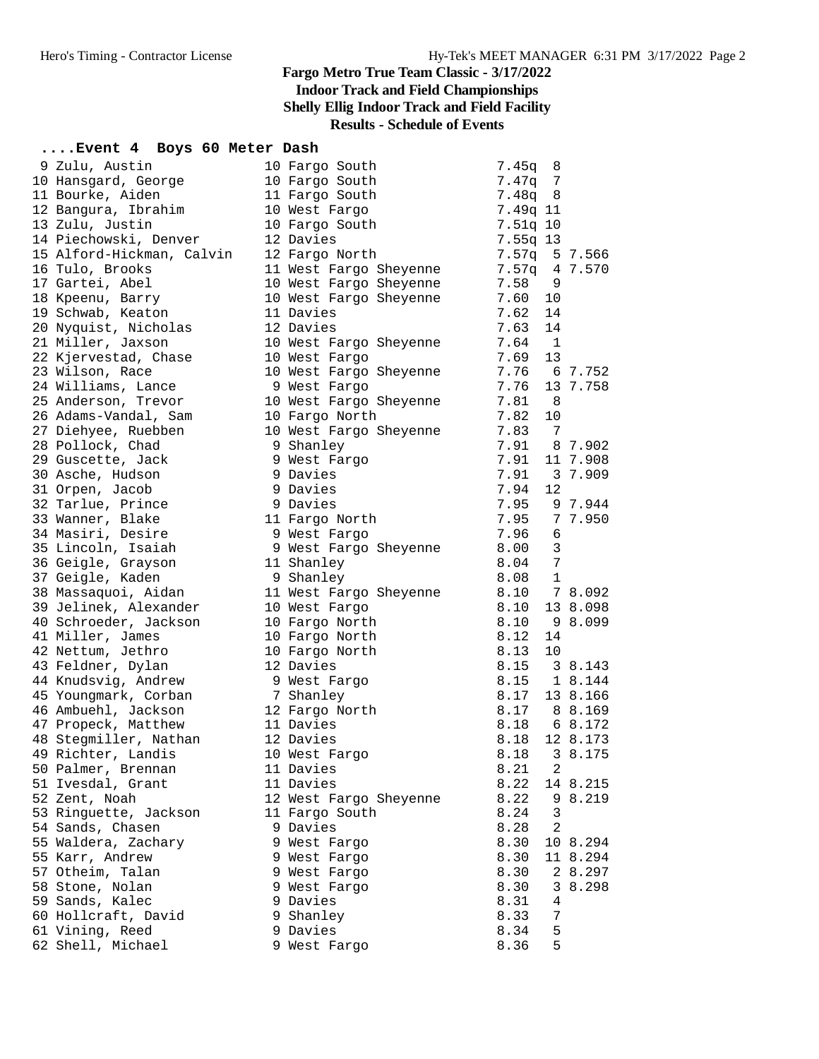# Fargo Metro True Team Classic - 3/17/2022
## Indoor Track and Field Championships
## Shelly Ellig Indoor Track and Field Facility
## Results - Schedule of Events

### ....Event 4 Boys 60 Meter Dash

| | | | | | | |
|---|---|---|---|---|---|---|
| 9 | Zulu, Austin | 10 | Fargo South | 7.45q | 8 | |
| 10 | Hansgard, George | 10 | Fargo South | 7.47q | 7 | |
| 11 | Bourke, Aiden | 11 | Fargo South | 7.48q | 8 | |
| 12 | Bangura, Ibrahim | 10 | West Fargo | 7.49q | 11 | |
| 13 | Zulu, Justin | 10 | Fargo South | 7.51q | 10 | |
| 14 | Piechowski, Denver | 12 | Davies | 7.55q | 13 | |
| 15 | Alford-Hickman, Calvin | 12 | Fargo North | 7.57q | 5 | 7.566 |
| 16 | Tulo, Brooks | 11 | West Fargo Sheyenne | 7.57q | 4 | 7.570 |
| 17 | Gartei, Abel | 10 | West Fargo Sheyenne | 7.58 | 9 | |
| 18 | Kpeenu, Barry | 10 | West Fargo Sheyenne | 7.60 | 10 | |
| 19 | Schwab, Keaton | 11 | Davies | 7.62 | 14 | |
| 20 | Nyquist, Nicholas | 12 | Davies | 7.63 | 14 | |
| 21 | Miller, Jaxson | 10 | West Fargo Sheyenne | 7.64 | 1 | |
| 22 | Kjervestad, Chase | 10 | West Fargo | 7.69 | 13 | |
| 23 | Wilson, Race | 10 | West Fargo Sheyenne | 7.76 | 6 | 7.752 |
| 24 | Williams, Lance | 9 | West Fargo | 7.76 | 13 | 7.758 |
| 25 | Anderson, Trevor | 10 | West Fargo Sheyenne | 7.81 | 8 | |
| 26 | Adams-Vandal, Sam | 10 | Fargo North | 7.82 | 10 | |
| 27 | Diehyee, Ruebben | 10 | West Fargo Sheyenne | 7.83 | 7 | |
| 28 | Pollock, Chad | 9 | Shanley | 7.91 | 8 | 7.902 |
| 29 | Guscette, Jack | 9 | West Fargo | 7.91 | 11 | 7.908 |
| 30 | Asche, Hudson | 9 | Davies | 7.91 | 3 | 7.909 |
| 31 | Orpen, Jacob | 9 | Davies | 7.94 | 12 | |
| 32 | Tarlue, Prince | 9 | Davies | 7.95 | 9 | 7.944 |
| 33 | Wanner, Blake | 11 | Fargo North | 7.95 | 7 | 7.950 |
| 34 | Masiri, Desire | 9 | West Fargo | 7.96 | 6 | |
| 35 | Lincoln, Isaiah | 9 | West Fargo Sheyenne | 8.00 | 3 | |
| 36 | Geigle, Grayson | 11 | Shanley | 8.04 | 7 | |
| 37 | Geigle, Kaden | 9 | Shanley | 8.08 | 1 | |
| 38 | Massaquoi, Aidan | 11 | West Fargo Sheyenne | 8.10 | 7 | 8.092 |
| 39 | Jelinek, Alexander | 10 | West Fargo | 8.10 | 13 | 8.098 |
| 40 | Schroeder, Jackson | 10 | Fargo North | 8.10 | 9 | 8.099 |
| 41 | Miller, James | 10 | Fargo North | 8.12 | 14 | |
| 42 | Nettum, Jethro | 10 | Fargo North | 8.13 | 10 | |
| 43 | Feldner, Dylan | 12 | Davies | 8.15 | 3 | 8.143 |
| 44 | Knudsvig, Andrew | 9 | West Fargo | 8.15 | 1 | 8.144 |
| 45 | Youngmark, Corban | 7 | Shanley | 8.17 | 13 | 8.166 |
| 46 | Ambuehl, Jackson | 12 | Fargo North | 8.17 | 8 | 8.169 |
| 47 | Propeck, Matthew | 11 | Davies | 8.18 | 6 | 8.172 |
| 48 | Stegmiller, Nathan | 12 | Davies | 8.18 | 12 | 8.173 |
| 49 | Richter, Landis | 10 | West Fargo | 8.18 | 3 | 8.175 |
| 50 | Palmer, Brennan | 11 | Davies | 8.21 | 2 | |
| 51 | Ivesdal, Grant | 11 | Davies | 8.22 | 14 | 8.215 |
| 52 | Zent, Noah | 12 | West Fargo Sheyenne | 8.22 | 9 | 8.219 |
| 53 | Ringuette, Jackson | 11 | Fargo South | 8.24 | 3 | |
| 54 | Sands, Chasen | 9 | Davies | 8.28 | 2 | |
| 55 | Waldera, Zachary | 9 | West Fargo | 8.30 | 10 | 8.294 |
| 55 | Karr, Andrew | 9 | West Fargo | 8.30 | 11 | 8.294 |
| 57 | Otheim, Talan | 9 | West Fargo | 8.30 | 2 | 8.297 |
| 58 | Stone, Nolan | 9 | West Fargo | 8.30 | 3 | 8.298 |
| 59 | Sands, Kalec | 9 | Davies | 8.31 | 4 | |
| 60 | Hollcraft, David | 9 | Shanley | 8.33 | 7 | |
| 61 | Vining, Reed | 9 | Davies | 8.34 | 5 | |
| 62 | Shell, Michael | 9 | West Fargo | 8.36 | 5 | |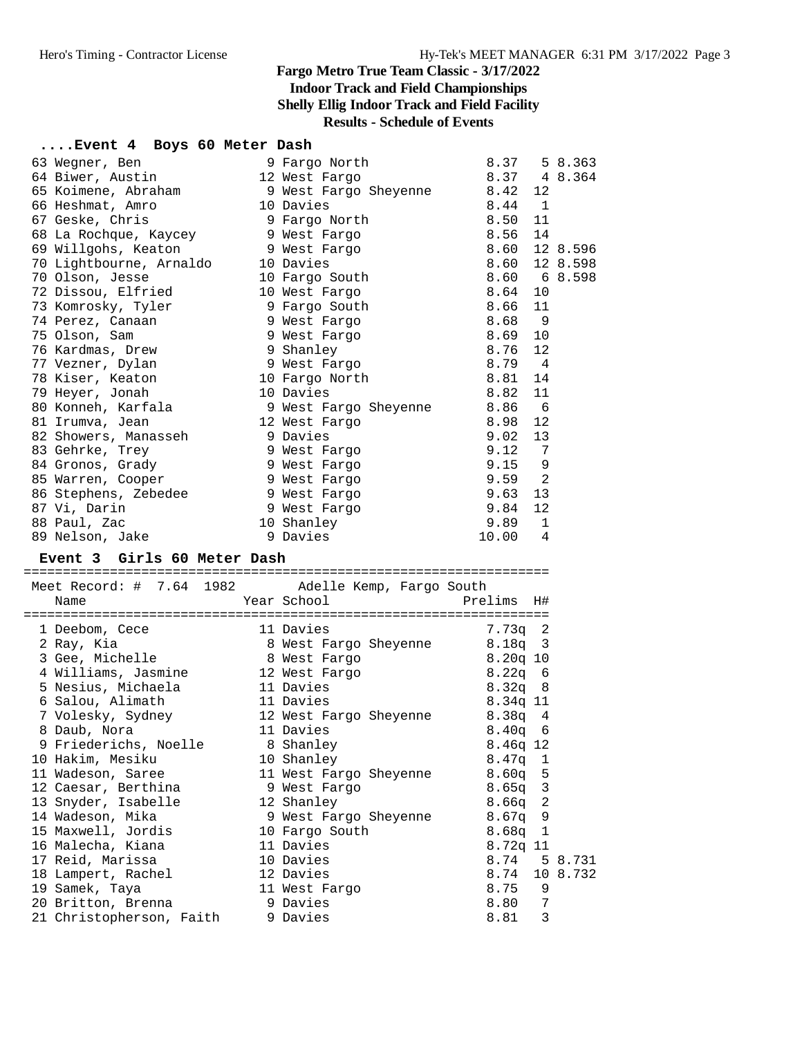# Fargo Metro True Team Classic - 3/17/2022

## Indoor Track and Field Championships

## Shelly Ellig Indoor Track and Field Facility

## Results - Schedule of Events

### ....Event 4 Boys 60 Meter Dash

| | | | | | | |
|---|---|---|---|---|---|---|
| 63 | Wegner, Ben | 9 | Fargo North | 8.37 | 5 | 8.363 |
| 64 | Biwer, Austin | 12 | West Fargo | 8.37 | 4 | 8.364 |
| 65 | Koimene, Abraham | 9 | West Fargo Sheyenne | 8.42 | 12 | |
| 66 | Heshmat, Amro | 10 | Davies | 8.44 | 1 | |
| 67 | Geske, Chris | 9 | Fargo North | 8.50 | 11 | |
| 68 | La Rochque, Kaycey | 9 | West Fargo | 8.56 | 14 | |
| 69 | Willgohs, Keaton | 9 | West Fargo | 8.60 | 12 | 8.596 |
| 70 | Lightbourne, Arnaldo | 10 | Davies | 8.60 | 12 | 8.598 |
| 70 | Olson, Jesse | 10 | Fargo South | 8.60 | 6 | 8.598 |
| 72 | Dissou, Elfried | 10 | West Fargo | 8.64 | 10 | |
| 73 | Komrosky, Tyler | 9 | Fargo South | 8.66 | 11 | |
| 74 | Perez, Canaan | 9 | West Fargo | 8.68 | 9 | |
| 75 | Olson, Sam | 9 | West Fargo | 8.69 | 10 | |
| 76 | Kardmas, Drew | 9 | Shanley | 8.76 | 12 | |
| 77 | Vezner, Dylan | 9 | West Fargo | 8.79 | 4 | |
| 78 | Kiser, Keaton | 10 | Fargo North | 8.81 | 14 | |
| 79 | Heyer, Jonah | 10 | Davies | 8.82 | 11 | |
| 80 | Konneh, Karfala | 9 | West Fargo Sheyenne | 8.86 | 6 | |
| 81 | Irumva, Jean | 12 | West Fargo | 8.98 | 12 | |
| 82 | Showers, Manasseh | 9 | Davies | 9.02 | 13 | |
| 83 | Gehrke, Trey | 9 | West Fargo | 9.12 | 7 | |
| 84 | Gronos, Grady | 9 | West Fargo | 9.15 | 9 | |
| 85 | Warren, Cooper | 9 | West Fargo | 9.59 | 2 | |
| 86 | Stephens, Zebedee | 9 | West Fargo | 9.63 | 13 | |
| 87 | Vi, Darin | 9 | West Fargo | 9.84 | 12 | |
| 88 | Paul, Zac | 10 | Shanley | 9.89 | 1 | |
| 89 | Nelson, Jake | 9 | Davies | 10.00 | 4 | |

### Event 3 Girls 60 Meter Dash

Meet Record: # 7.64 1982 Adelle Kemp, Fargo South

| | Name | Year | School | Prelims | H# | |
|---|---|---|---|---|---|---|
| 1 | Deebom, Cece | 11 | Davies | 7.73q | 2 | |
| 2 | Ray, Kia | 8 | West Fargo Sheyenne | 8.18q | 3 | |
| 3 | Gee, Michelle | 8 | West Fargo | 8.20q | 10 | |
| 4 | Williams, Jasmine | 12 | West Fargo | 8.22q | 6 | |
| 5 | Nesius, Michaela | 11 | Davies | 8.32q | 8 | |
| 6 | Salou, Alimath | 11 | Davies | 8.34q | 11 | |
| 7 | Volesky, Sydney | 12 | West Fargo Sheyenne | 8.38q | 4 | |
| 8 | Daub, Nora | 11 | Davies | 8.40q | 6 | |
| 9 | Friederichs, Noelle | 8 | Shanley | 8.46q | 12 | |
| 10 | Hakim, Mesiku | 10 | Shanley | 8.47q | 1 | |
| 11 | Wadeson, Saree | 11 | West Fargo Sheyenne | 8.60q | 5 | |
| 12 | Caesar, Berthina | 9 | West Fargo | 8.65q | 3 | |
| 13 | Snyder, Isabelle | 12 | Shanley | 8.66q | 2 | |
| 14 | Wadeson, Mika | 9 | West Fargo Sheyenne | 8.67q | 9 | |
| 15 | Maxwell, Jordis | 10 | Fargo South | 8.68q | 1 | |
| 16 | Malecha, Kiana | 11 | Davies | 8.72q | 11 | |
| 17 | Reid, Marissa | 10 | Davies | 8.74 | 5 | 8.731 |
| 18 | Lampert, Rachel | 12 | Davies | 8.74 | 10 | 8.732 |
| 19 | Samek, Taya | 11 | West Fargo | 8.75 | 9 | |
| 20 | Britton, Brenna | 9 | Davies | 8.80 | 7 | |
| 21 | Christopherson, Faith | 9 | Davies | 8.81 | 3 | |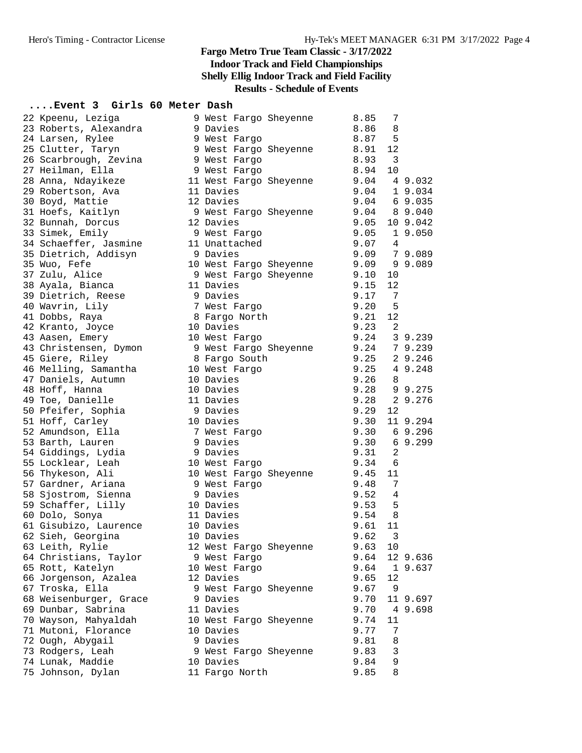# Fargo Metro True Team Classic - 3/17/2022

**Indoor Track and Field Championships**

**Shelly Ellig Indoor Track and Field Facility**

**Results - Schedule of Events**

## ....Event 3 Girls 60 Meter Dash

| | | | | | | | |
|---|---|---|---|---|---|---|---|
| 22 | Kpeenu, Leziga | 9 | West Fargo Sheyenne | 8.85 | 7 | |
| 23 | Roberts, Alexandra | 9 | Davies | 8.86 | 8 | |
| 24 | Larsen, Rylee | 9 | West Fargo | 8.87 | 5 | |
| 25 | Clutter, Taryn | 9 | West Fargo Sheyenne | 8.91 | 12 | |
| 26 | Scarbrough, Zevina | 9 | West Fargo | 8.93 | 3 | |
| 27 | Heilman, Ella | 9 | West Fargo | 8.94 | 10 | |
| 28 | Anna, Ndayikeze | 11 | West Fargo Sheyenne | 9.04 | 4 | 9.032 |
| 29 | Robertson, Ava | 11 | Davies | 9.04 | 1 | 9.034 |
| 30 | Boyd, Mattie | 12 | Davies | 9.04 | 6 | 9.035 |
| 31 | Hoefs, Kaitlyn | 9 | West Fargo Sheyenne | 9.04 | 8 | 9.040 |
| 32 | Bunnah, Dorcus | 12 | Davies | 9.05 | 10 | 9.042 |
| 33 | Simek, Emily | 9 | West Fargo | 9.05 | 1 | 9.050 |
| 34 | Schaeffer, Jasmine | 11 | Unattached | 9.07 | 4 | |
| 35 | Dietrich, Addisyn | 9 | Davies | 9.09 | 7 | 9.089 |
| 35 | Wuo, Fefe | 10 | West Fargo Sheyenne | 9.09 | 9 | 9.089 |
| 37 | Zulu, Alice | 9 | West Fargo Sheyenne | 9.10 | 10 | |
| 38 | Ayala, Bianca | 11 | Davies | 9.15 | 12 | |
| 39 | Dietrich, Reese | 9 | Davies | 9.17 | 7 | |
| 40 | Wavrin, Lily | 7 | West Fargo | 9.20 | 5 | |
| 41 | Dobbs, Raya | 8 | Fargo North | 9.21 | 12 | |
| 42 | Kranto, Joyce | 10 | Davies | 9.23 | 2 | |
| 43 | Aasen, Emery | 10 | West Fargo | 9.24 | 3 | 9.239 |
| 43 | Christensen, Dymon | 9 | West Fargo Sheyenne | 9.24 | 7 | 9.239 |
| 45 | Giere, Riley | 8 | Fargo South | 9.25 | 2 | 9.246 |
| 46 | Melling, Samantha | 10 | West Fargo | 9.25 | 4 | 9.248 |
| 47 | Daniels, Autumn | 10 | Davies | 9.26 | 8 | |
| 48 | Hoff, Hanna | 10 | Davies | 9.28 | 9 | 9.275 |
| 49 | Toe, Danielle | 11 | Davies | 9.28 | 2 | 9.276 |
| 50 | Pfeifer, Sophia | 9 | Davies | 9.29 | 12 | |
| 51 | Hoff, Carley | 10 | Davies | 9.30 | 11 | 9.294 |
| 52 | Amundson, Ella | 7 | West Fargo | 9.30 | 6 | 9.296 |
| 53 | Barth, Lauren | 9 | Davies | 9.30 | 6 | 9.299 |
| 54 | Giddings, Lydia | 9 | Davies | 9.31 | 2 | |
| 55 | Locklear, Leah | 10 | West Fargo | 9.34 | 6 | |
| 56 | Thykeson, Ali | 10 | West Fargo Sheyenne | 9.45 | 11 | |
| 57 | Gardner, Ariana | 9 | West Fargo | 9.48 | 7 | |
| 58 | Sjostrom, Sienna | 9 | Davies | 9.52 | 4 | |
| 59 | Schaffer, Lilly | 10 | Davies | 9.53 | 5 | |
| 60 | Dolo, Sonya | 11 | Davies | 9.54 | 8 | |
| 61 | Gisubizo, Laurence | 10 | Davies | 9.61 | 11 | |
| 62 | Sieh, Georgina | 10 | Davies | 9.62 | 3 | |
| 63 | Leith, Rylie | 12 | West Fargo Sheyenne | 9.63 | 10 | |
| 64 | Christians, Taylor | 9 | West Fargo | 9.64 | 12 | 9.636 |
| 65 | Rott, Katelyn | 10 | West Fargo | 9.64 | 1 | 9.637 |
| 66 | Jorgenson, Azalea | 12 | Davies | 9.65 | 12 | |
| 67 | Troska, Ella | 9 | West Fargo Sheyenne | 9.67 | 9 | |
| 68 | Weisenburger, Grace | 9 | Davies | 9.70 | 11 | 9.697 |
| 69 | Dunbar, Sabrina | 11 | Davies | 9.70 | 4 | 9.698 |
| 70 | Wayson, Mahyaldah | 10 | West Fargo Sheyenne | 9.74 | 11 | |
| 71 | Mutoni, Florance | 10 | Davies | 9.77 | 7 | |
| 72 | Ough, Abygail | 9 | Davies | 9.81 | 8 | |
| 73 | Rodgers, Leah | 9 | West Fargo Sheyenne | 9.83 | 3 | |
| 74 | Lunak, Maddie | 10 | Davies | 9.84 | 9 | |
| 75 | Johnson, Dylan | 11 | Fargo North | 9.85 | 8 | |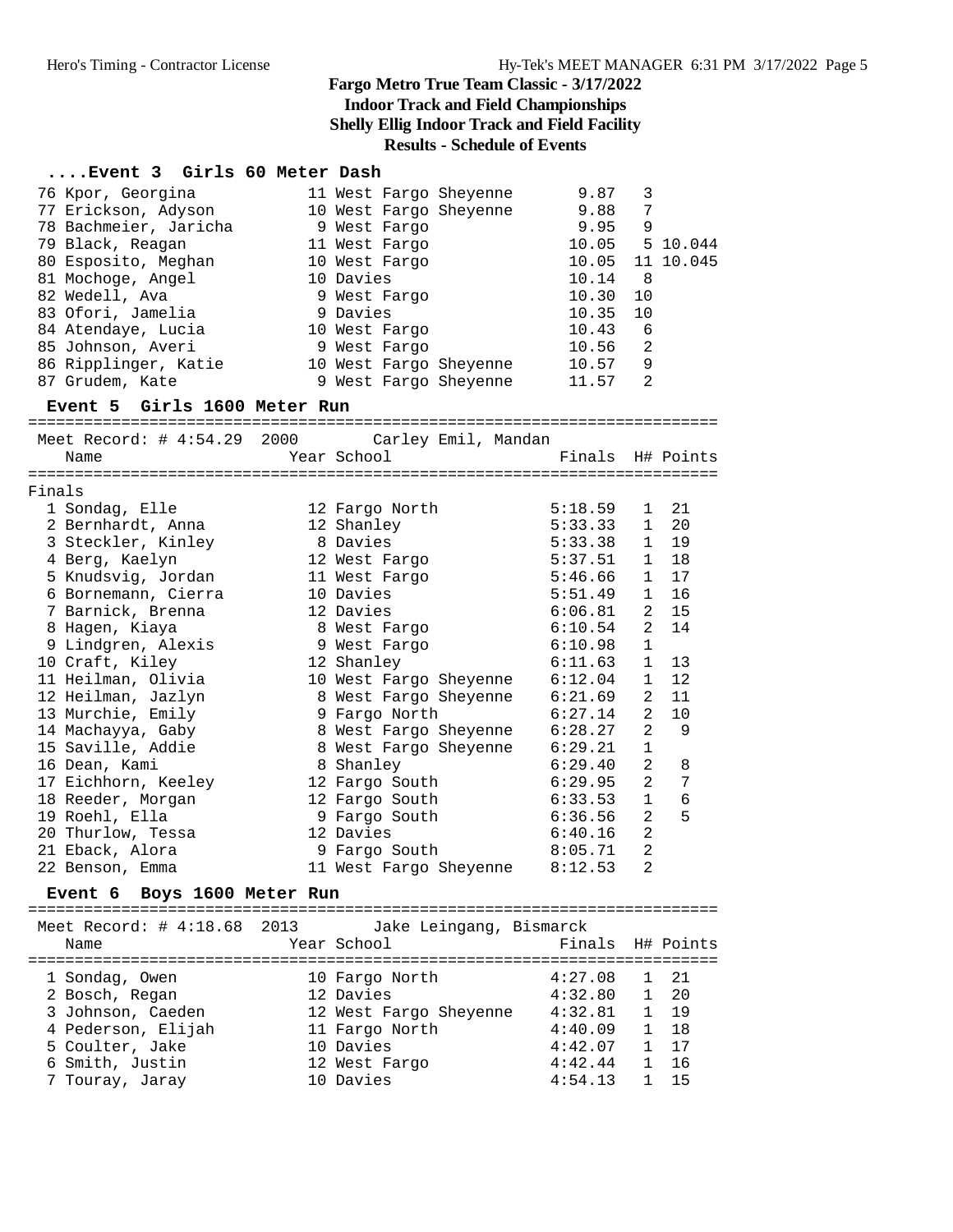# Fargo Metro True Team Classic - 3/17/2022

## Indoor Track and Field Championships

## Shelly Ellig Indoor Track and Field Facility

## Results - Schedule of Events

### ....Event 3 Girls 60 Meter Dash

| | | | | | | |
|---|---|---|---|---|---|---|
| 76 | Kpor, Georgina | 11 | West Fargo Sheyenne | 9.87 | 3 | |
| 77 | Erickson, Adyson | 10 | West Fargo Sheyenne | 9.88 | 7 | |
| 78 | Bachmeier, Jaricha | 9 | West Fargo | 9.95 | 9 | |
| 79 | Black, Reagan | 11 | West Fargo | 10.05 | 5 | 10.044 |
| 80 | Esposito, Meghan | 10 | West Fargo | 10.05 | 11 | 10.045 |
| 81 | Mochoge, Angel | 10 | Davies | 10.14 | 8 | |
| 82 | Wedell, Ava | 9 | West Fargo | 10.30 | 10 | |
| 83 | Ofori, Jamelia | 9 | Davies | 10.35 | 10 | |
| 84 | Atendaye, Lucia | 10 | West Fargo | 10.43 | 6 | |
| 85 | Johnson, Averi | 9 | West Fargo | 10.56 | 2 | |
| 86 | Ripplinger, Katie | 10 | West Fargo Sheyenne | 10.57 | 9 | |
| 87 | Grudem, Kate | 9 | West Fargo Sheyenne | 11.57 | 2 | |

### Event 5 Girls 1600 Meter Run

Meet Record: # 4:54.29 2000 Carley Emil, Mandan

Finals

| | Name | Year | School | Finals | H# | Points |
|---|---|---|---|---|---|---|
| 1 | Sondag, Elle | 12 | Fargo North | 5:18.59 | 1 | 21 |
| 2 | Bernhardt, Anna | 12 | Shanley | 5:33.33 | 1 | 20 |
| 3 | Steckler, Kinley | 8 | Davies | 5:33.38 | 1 | 19 |
| 4 | Berg, Kaelyn | 12 | West Fargo | 5:37.51 | 1 | 18 |
| 5 | Knudsvig, Jordan | 11 | West Fargo | 5:46.66 | 1 | 17 |
| 6 | Bornemann, Cierra | 10 | Davies | 5:51.49 | 1 | 16 |
| 7 | Barnick, Brenna | 12 | Davies | 6:06.81 | 2 | 15 |
| 8 | Hagen, Kiaya | 8 | West Fargo | 6:10.54 | 2 | 14 |
| 9 | Lindgren, Alexis | 9 | West Fargo | 6:10.98 | 1 | |
| 10 | Craft, Kiley | 12 | Shanley | 6:11.63 | 1 | 13 |
| 11 | Heilman, Olivia | 10 | West Fargo Sheyenne | 6:12.04 | 1 | 12 |
| 12 | Heilman, Jazlyn | 8 | West Fargo Sheyenne | 6:21.69 | 2 | 11 |
| 13 | Murchie, Emily | 9 | Fargo North | 6:27.14 | 2 | 10 |
| 14 | Machayya, Gaby | 8 | West Fargo Sheyenne | 6:28.27 | 2 | 9 |
| 15 | Saville, Addie | 8 | West Fargo Sheyenne | 6:29.21 | 1 | |
| 16 | Dean, Kami | 8 | Shanley | 6:29.40 | 2 | 8 |
| 17 | Eichhorn, Keeley | 12 | Fargo South | 6:29.95 | 2 | 7 |
| 18 | Reeder, Morgan | 12 | Fargo South | 6:33.53 | 1 | 6 |
| 19 | Roehl, Ella | 9 | Fargo South | 6:36.56 | 2 | 5 |
| 20 | Thurlow, Tessa | 12 | Davies | 6:40.16 | 2 | |
| 21 | Eback, Alora | 9 | Fargo South | 8:05.71 | 2 | |
| 22 | Benson, Emma | 11 | West Fargo Sheyenne | 8:12.53 | 2 | |

### Event 6 Boys 1600 Meter Run

Meet Record: # 4:18.68 2013 Jake Leingang, Bismarck

| | Name | Year | School | Finals | H# | Points |
|---|---|---|---|---|---|---|
| 1 | Sondag, Owen | 10 | Fargo North | 4:27.08 | 1 | 21 |
| 2 | Bosch, Regan | 12 | Davies | 4:32.80 | 1 | 20 |
| 3 | Johnson, Caeden | 12 | West Fargo Sheyenne | 4:32.81 | 1 | 19 |
| 4 | Pederson, Elijah | 11 | Fargo North | 4:40.09 | 1 | 18 |
| 5 | Coulter, Jake | 10 | Davies | 4:42.07 | 1 | 17 |
| 6 | Smith, Justin | 12 | West Fargo | 4:42.44 | 1 | 16 |
| 7 | Touray, Jaray | 10 | Davies | 4:54.13 | 1 | 15 |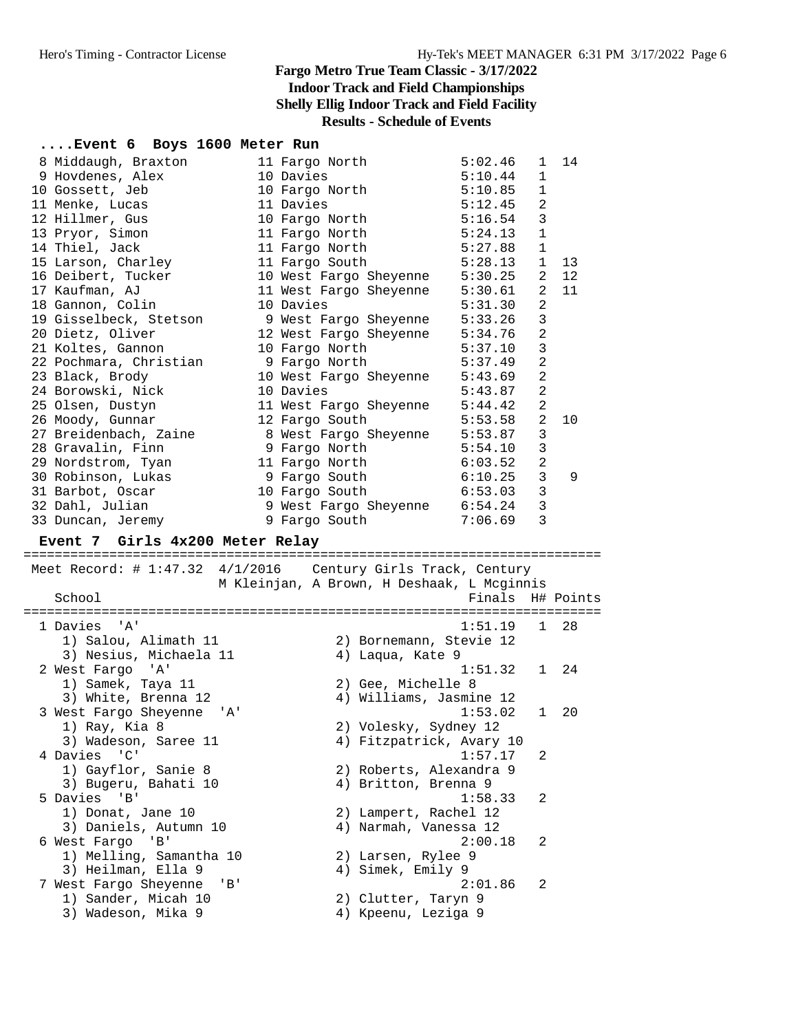## Fargo Metro True Team Classic - 3/17/2022
## Indoor Track and Field Championships
## Shelly Ellig Indoor Track and Field Facility
## Results - Schedule of Events

### ....Event 6 Boys 1600 Meter Run

| | | | | | |
|---|---|---|---|---|---|
| 8 | Middaugh, Braxton | 11 Fargo North | 5:02.46 | 1 | 14 |
| 9 | Hovdenes, Alex | 10 Davies | 5:10.44 | 1 | |
| 10 | Gossett, Jeb | 10 Fargo North | 5:10.85 | 1 | |
| 11 | Menke, Lucas | 11 Davies | 5:12.45 | 2 | |
| 12 | Hillmer, Gus | 10 Fargo North | 5:16.54 | 3 | |
| 13 | Pryor, Simon | 11 Fargo North | 5:24.13 | 1 | |
| 14 | Thiel, Jack | 11 Fargo North | 5:27.88 | 1 | |
| 15 | Larson, Charley | 11 Fargo South | 5:28.13 | 1 | 13 |
| 16 | Deibert, Tucker | 10 West Fargo Sheyenne | 5:30.25 | 2 | 12 |
| 17 | Kaufman, AJ | 11 West Fargo Sheyenne | 5:30.61 | 2 | 11 |
| 18 | Gannon, Colin | 10 Davies | 5:31.30 | 2 | |
| 19 | Gisselbeck, Stetson | 9 West Fargo Sheyenne | 5:33.26 | 3 | |
| 20 | Dietz, Oliver | 12 West Fargo Sheyenne | 5:34.76 | 2 | |
| 21 | Koltes, Gannon | 10 Fargo North | 5:37.10 | 3 | |
| 22 | Pochmara, Christian | 9 Fargo North | 5:37.49 | 2 | |
| 23 | Black, Brody | 10 West Fargo Sheyenne | 5:43.69 | 2 | |
| 24 | Borowski, Nick | 10 Davies | 5:43.87 | 2 | |
| 25 | Olsen, Dustyn | 11 West Fargo Sheyenne | 5:44.42 | 2 | |
| 26 | Moody, Gunnar | 12 Fargo South | 5:53.58 | 2 | 10 |
| 27 | Breidenbach, Zaine | 8 West Fargo Sheyenne | 5:53.87 | 3 | |
| 28 | Gravalin, Finn | 9 Fargo North | 5:54.10 | 3 | |
| 29 | Nordstrom, Tyan | 11 Fargo North | 6:03.52 | 2 | |
| 30 | Robinson, Lukas | 9 Fargo South | 6:10.25 | 3 | 9 |
| 31 | Barbot, Oscar | 10 Fargo South | 6:53.03 | 3 | |
| 32 | Dahl, Julian | 9 West Fargo Sheyenne | 6:54.24 | 3 | |
| 33 | Duncan, Jeremy | 9 Fargo South | 7:06.69 | 3 | |

### Event 7 Girls 4x200 Meter Relay

Meet Record: # 1:47.32 4/1/2016 Century Girls Track, Century
M Kleinjan, A Brown, H Deshaak, L Mcginnis

| | School | Finals | H# | Points |
|---|---|---|---|---|
| 1 | Davies 'A' | 1:51.19 | 1 | 28 |
| | 1) Salou, Alimath 11; 2) Bornemann, Stevie 12; 3) Nesius, Michaela 11; 4) Laqua, Kate 9 | | | |
| 2 | West Fargo 'A' | 1:51.32 | 1 | 24 |
| | 1) Samek, Taya 11; 2) Gee, Michelle 8; 3) White, Brenna 12; 4) Williams, Jasmine 12 | | | |
| 3 | West Fargo Sheyenne 'A' | 1:53.02 | 1 | 20 |
| | 1) Ray, Kia 8; 2) Volesky, Sydney 12; 3) Wadeson, Saree 11; 4) Fitzpatrick, Avary 10 | | | |
| 4 | Davies 'C' | 1:57.17 | 2 | |
| | 1) Gayflor, Sanie 8; 2) Roberts, Alexandra 9; 3) Bugeru, Bahati 10; 4) Britton, Brenna 9 | | | |
| 5 | Davies 'B' | 1:58.33 | 2 | |
| | 1) Donat, Jane 10; 2) Lampert, Rachel 12; 3) Daniels, Autumn 10; 4) Narmah, Vanessa 12 | | | |
| 6 | West Fargo 'B' | 2:00.18 | 2 | |
| | 1) Melling, Samantha 10; 2) Larsen, Rylee 9; 3) Heilman, Ella 9; 4) Simek, Emily 9 | | | |
| 7 | West Fargo Sheyenne 'B' | 2:01.86 | 2 | |
| | 1) Sander, Micah 10; 2) Clutter, Taryn 9; 3) Wadeson, Mika 9; 4) Kpeenu, Leziga 9 | | | |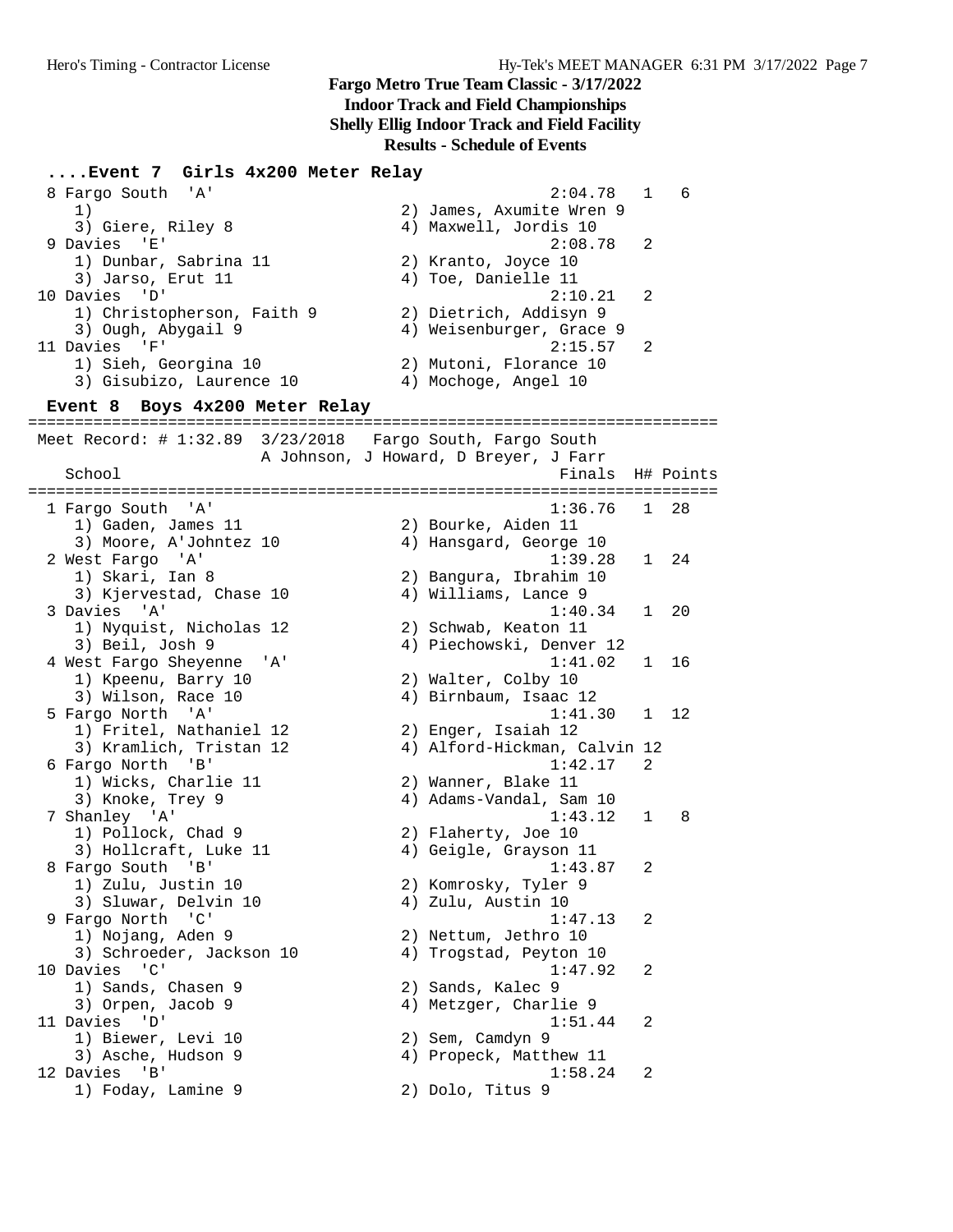## Fargo Metro True Team Classic - 3/17/2022
### Indoor Track and Field Championships
### Shelly Ellig Indoor Track and Field Facility
### Results - Schedule of Events

#### ....Event 7 Girls 4x200 Meter Relay

```
  8 Fargo South  'A'                                   2:04.78   1   6
     1)                                2) James, Axumite Wren 9
     3) Giere, Riley 8                 4) Maxwell, Jordis 10
  9 Davies  'E'                                        2:08.78   2
     1) Dunbar, Sabrina 11             2) Kranto, Joyce 10
     3) Jarso, Erut 11                 4) Toe, Danielle 11
 10 Davies  'D'                                        2:10.21   2
     1) Christopherson, Faith 9        2) Dietrich, Addisyn 9
     3) Ough, Abygail 9                4) Weisenburger, Grace 9
 11 Davies  'F'                                        2:15.57   2
     1) Sieh, Georgina 10              2) Mutoni, Florance 10
     3) Gisubizo, Laurence 10          4) Mochoge, Angel 10
```

#### Event 8 Boys 4x200 Meter Relay

```
=======================================================================
 Meet Record: # 1:32.89  3/23/2018   Fargo South, Fargo South
                         A Johnson, J Howard, D Breyer, J Farr
    School                                               Finals  H# Points
=======================================================================
  1 Fargo South  'A'                                   1:36.76   1  28
     1) Gaden, James 11                2) Bourke, Aiden 11
     3) Moore, A'Johntez 10            4) Hansgard, George 10
  2 West Fargo  'A'                                    1:39.28   1  24
     1) Skari, Ian 8                   2) Bangura, Ibrahim 10
     3) Kjervestad, Chase 10           4) Williams, Lance 9
  3 Davies  'A'                                        1:40.34   1  20
     1) Nyquist, Nicholas 12           2) Schwab, Keaton 11
     3) Beil, Josh 9                   4) Piechowski, Denver 12
  4 West Fargo Sheyenne  'A'                           1:41.02   1  16
     1) Kpeenu, Barry 10               2) Walter, Colby 10
     3) Wilson, Race 10                4) Birnbaum, Isaac 12
  5 Fargo North  'A'                                   1:41.30   1  12
     1) Fritel, Nathaniel 12           2) Enger, Isaiah 12
     3) Kramlich, Tristan 12           4) Alford-Hickman, Calvin 12
  6 Fargo North  'B'                                   1:42.17   2
     1) Wicks, Charlie 11              2) Wanner, Blake 11
     3) Knoke, Trey 9                  4) Adams-Vandal, Sam 10
  7 Shanley  'A'                                       1:43.12   1   8
     1) Pollock, Chad 9                2) Flaherty, Joe 10
     3) Hollcraft, Luke 11             4) Geigle, Grayson 11
  8 Fargo South  'B'                                   1:43.87   2
     1) Zulu, Justin 10                2) Komrosky, Tyler 9
     3) Sluwar, Delvin 10              4) Zulu, Austin 10
  9 Fargo North  'C'                                   1:47.13   2
     1) Nojang, Aden 9                 2) Nettum, Jethro 10
     3) Schroeder, Jackson 10          4) Trogstad, Peyton 10
 10 Davies  'C'                                        1:47.92   2
     1) Sands, Chasen 9                2) Sands, Kalec 9
     3) Orpen, Jacob 9                 4) Metzger, Charlie 9
 11 Davies  'D'                                        1:51.44   2
     1) Biewer, Levi 10                2) Sem, Camdyn 9
     3) Asche, Hudson 9                4) Propeck, Matthew 11
 12 Davies  'B'                                        1:58.24   2
     1) Foday, Lamine 9                2) Dolo, Titus 9
```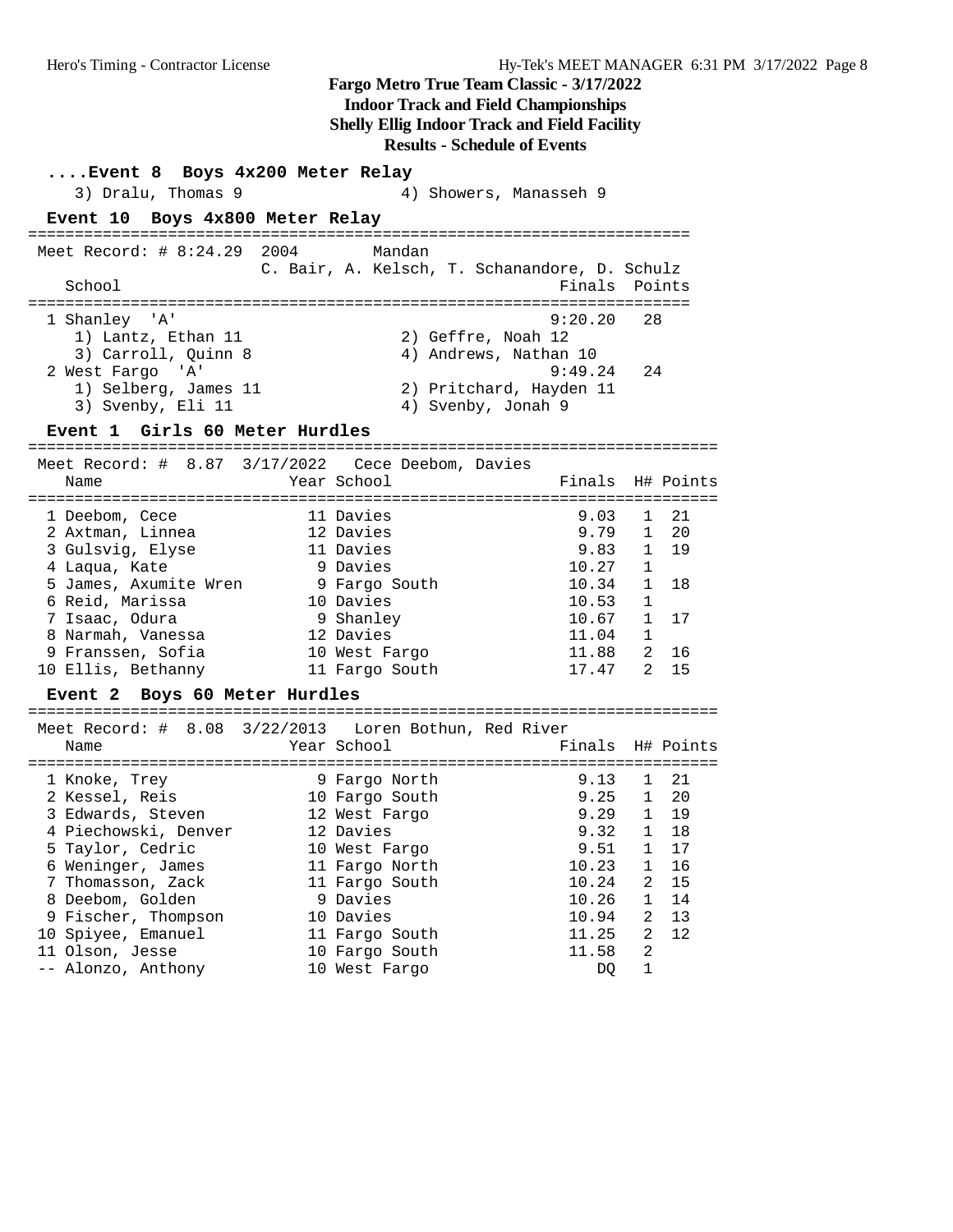# Fargo Metro True Team Classic - 3/17/2022
## Indoor Track and Field Championships
## Shelly Ellig Indoor Track and Field Facility
## Results - Schedule of Events

### ....Event 8 Boys 4x200 Meter Relay

3) Dralu, Thomas 9 &nbsp;&nbsp;&nbsp; 4) Showers, Manasseh 9

### Event 10 Boys 4x800 Meter Relay

Meet Record: # 8:24.29 2004 Mandan
C. Bair, A. Kelsch, T. Schanandore, D. Schulz

| School | Finals | Points |
|---|---|---|
| 1 Shanley 'A' | 9:20.20 | 28 |
| 1) Lantz, Ethan 11; 2) Geffre, Noah 12; 3) Carroll, Quinn 8; 4) Andrews, Nathan 10 | | |
| 2 West Fargo 'A' | 9:49.24 | 24 |
| 1) Selberg, James 11; 2) Pritchard, Hayden 11; 3) Svenby, Eli 11; 4) Svenby, Jonah 9 | | |

### Event 1 Girls 60 Meter Hurdles

Meet Record: # 8.87 3/17/2022 Cece Deebom, Davies

| Name | Year | School | Finals | H# | Points |
|---|---|---|---|---|---|
| 1 Deebom, Cece | 11 | Davies | 9.03 | 1 | 21 |
| 2 Axtman, Linnea | 12 | Davies | 9.79 | 1 | 20 |
| 3 Gulsvig, Elyse | 11 | Davies | 9.83 | 1 | 19 |
| 4 Laqua, Kate | 9 | Davies | 10.27 | 1 | |
| 5 James, Axumite Wren | 9 | Fargo South | 10.34 | 1 | 18 |
| 6 Reid, Marissa | 10 | Davies | 10.53 | 1 | |
| 7 Isaac, Odura | 9 | Shanley | 10.67 | 1 | 17 |
| 8 Narmah, Vanessa | 12 | Davies | 11.04 | 1 | |
| 9 Franssen, Sofia | 10 | West Fargo | 11.88 | 2 | 16 |
| 10 Ellis, Bethanny | 11 | Fargo South | 17.47 | 2 | 15 |

### Event 2 Boys 60 Meter Hurdles

Meet Record: # 8.08 3/22/2013 Loren Bothun, Red River

| Name | Year | School | Finals | H# | Points |
|---|---|---|---|---|---|
| 1 Knoke, Trey | 9 | Fargo North | 9.13 | 1 | 21 |
| 2 Kessel, Reis | 10 | Fargo South | 9.25 | 1 | 20 |
| 3 Edwards, Steven | 12 | West Fargo | 9.29 | 1 | 19 |
| 4 Piechowski, Denver | 12 | Davies | 9.32 | 1 | 18 |
| 5 Taylor, Cedric | 10 | West Fargo | 9.51 | 1 | 17 |
| 6 Weninger, James | 11 | Fargo North | 10.23 | 1 | 16 |
| 7 Thomasson, Zack | 11 | Fargo South | 10.24 | 2 | 15 |
| 8 Deebom, Golden | 9 | Davies | 10.26 | 1 | 14 |
| 9 Fischer, Thompson | 10 | Davies | 10.94 | 2 | 13 |
| 10 Spiyee, Emanuel | 11 | Fargo South | 11.25 | 2 | 12 |
| 11 Olson, Jesse | 10 | Fargo South | 11.58 | 2 | |
| -- Alonzo, Anthony | 10 | West Fargo | DQ | 1 | |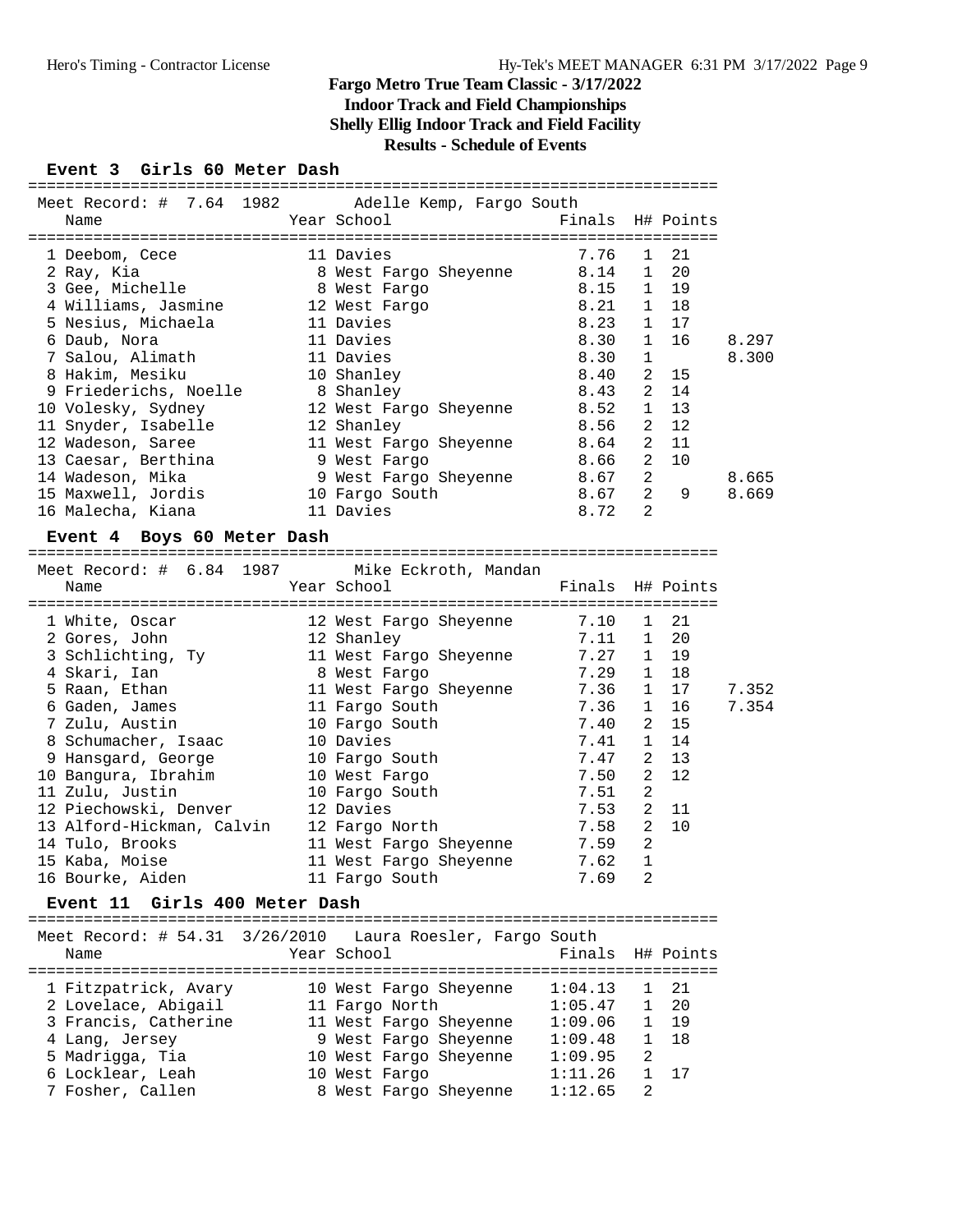# Fargo Metro True Team Classic - 3/17/2022

## Indoor Track and Field Championships

## Shelly Ellig Indoor Track and Field Facility

## Results - Schedule of Events

### Event 3 Girls 60 Meter Dash

Meet Record: # 7.64 1982 Adelle Kemp, Fargo South

| Place | Name | Year | School | Finals | H# | Points | |
|---|---|---|---|---|---|---|---|
| 1 | Deebom, Cece | 11 | Davies | 7.76 | 1 | 21 | |
| 2 | Ray, Kia | 8 | West Fargo Sheyenne | 8.14 | 1 | 20 | |
| 3 | Gee, Michelle | 8 | West Fargo | 8.15 | 1 | 19 | |
| 4 | Williams, Jasmine | 12 | West Fargo | 8.21 | 1 | 18 | |
| 5 | Nesius, Michaela | 11 | Davies | 8.23 | 1 | 17 | |
| 6 | Daub, Nora | 11 | Davies | 8.30 | 1 | 16 | 8.297 |
| 7 | Salou, Alimath | 11 | Davies | 8.30 | 1 | | 8.300 |
| 8 | Hakim, Mesiku | 10 | Shanley | 8.40 | 2 | 15 | |
| 9 | Friederichs, Noelle | 8 | Shanley | 8.43 | 2 | 14 | |
| 10 | Volesky, Sydney | 12 | West Fargo Sheyenne | 8.52 | 1 | 13 | |
| 11 | Snyder, Isabelle | 12 | Shanley | 8.56 | 2 | 12 | |
| 12 | Wadeson, Saree | 11 | West Fargo Sheyenne | 8.64 | 2 | 11 | |
| 13 | Caesar, Berthina | 9 | West Fargo | 8.66 | 2 | 10 | |
| 14 | Wadeson, Mika | 9 | West Fargo Sheyenne | 8.67 | 2 | | 8.665 |
| 15 | Maxwell, Jordis | 10 | Fargo South | 8.67 | 2 | 9 | 8.669 |
| 16 | Malecha, Kiana | 11 | Davies | 8.72 | 2 | | |

### Event 4 Boys 60 Meter Dash

Meet Record: # 6.84 1987 Mike Eckroth, Mandan

| Place | Name | Year | School | Finals | H# | Points | |
|---|---|---|---|---|---|---|---|
| 1 | White, Oscar | 12 | West Fargo Sheyenne | 7.10 | 1 | 21 | |
| 2 | Gores, John | 12 | Shanley | 7.11 | 1 | 20 | |
| 3 | Schlichting, Ty | 11 | West Fargo Sheyenne | 7.27 | 1 | 19 | |
| 4 | Skari, Ian | 8 | West Fargo | 7.29 | 1 | 18 | |
| 5 | Raan, Ethan | 11 | West Fargo Sheyenne | 7.36 | 1 | 17 | 7.352 |
| 6 | Gaden, James | 11 | Fargo South | 7.36 | 1 | 16 | 7.354 |
| 7 | Zulu, Austin | 10 | Fargo South | 7.40 | 2 | 15 | |
| 8 | Schumacher, Isaac | 10 | Davies | 7.41 | 1 | 14 | |
| 9 | Hansgard, George | 10 | Fargo South | 7.47 | 2 | 13 | |
| 10 | Bangura, Ibrahim | 10 | West Fargo | 7.50 | 2 | 12 | |
| 11 | Zulu, Justin | 10 | Fargo South | 7.51 | 2 | | |
| 12 | Piechowski, Denver | 12 | Davies | 7.53 | 2 | 11 | |
| 13 | Alford-Hickman, Calvin | 12 | Fargo North | 7.58 | 2 | 10 | |
| 14 | Tulo, Brooks | 11 | West Fargo Sheyenne | 7.59 | 2 | | |
| 15 | Kaba, Moise | 11 | West Fargo Sheyenne | 7.62 | 1 | | |
| 16 | Bourke, Aiden | 11 | Fargo South | 7.69 | 2 | | |

### Event 11 Girls 400 Meter Dash

Meet Record: # 54.31 3/26/2010 Laura Roesler, Fargo South

| Place | Name | Year | School | Finals | H# | Points |
|---|---|---|---|---|---|---|
| 1 | Fitzpatrick, Avary | 10 | West Fargo Sheyenne | 1:04.13 | 1 | 21 |
| 2 | Lovelace, Abigail | 11 | Fargo North | 1:05.47 | 1 | 20 |
| 3 | Francis, Catherine | 11 | West Fargo Sheyenne | 1:09.06 | 1 | 19 |
| 4 | Lang, Jersey | 9 | West Fargo Sheyenne | 1:09.48 | 1 | 18 |
| 5 | Madrigga, Tia | 10 | West Fargo Sheyenne | 1:09.95 | 2 | |
| 6 | Locklear, Leah | 10 | West Fargo | 1:11.26 | 1 | 17 |
| 7 | Fosher, Callen | 8 | West Fargo Sheyenne | 1:12.65 | 2 | |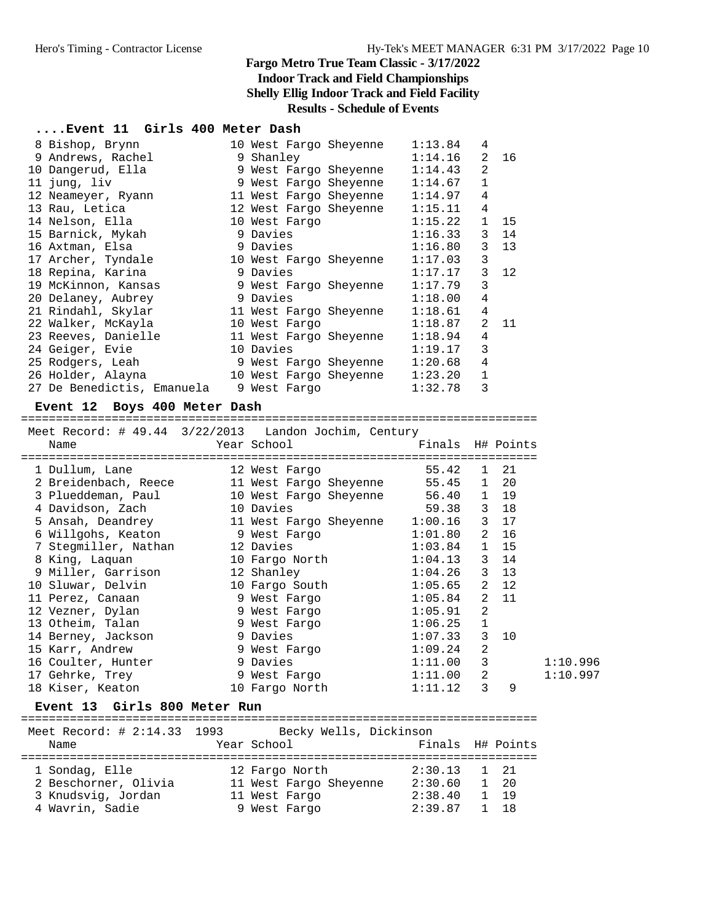# Fargo Metro True Team Classic - 3/17/2022

## Indoor Track and Field Championships

## Shelly Ellig Indoor Track and Field Facility

## Results - Schedule of Events

### ....Event 11 Girls 400 Meter Dash

| | Name | Year | School | Finals | H# | Points |
|---|---|---|---|---|---|---|
| 8 | Bishop, Brynn | 10 | West Fargo Sheyenne | 1:13.84 | 4 | |
| 9 | Andrews, Rachel | 9 | Shanley | 1:14.16 | 2 | 16 |
| 10 | Dangerud, Ella | 9 | West Fargo Sheyenne | 1:14.43 | 2 | |
| 11 | jung, liv | 9 | West Fargo Sheyenne | 1:14.67 | 1 | |
| 12 | Neameyer, Ryann | 11 | West Fargo Sheyenne | 1:14.97 | 4 | |
| 13 | Rau, Letica | 12 | West Fargo Sheyenne | 1:15.11 | 4 | |
| 14 | Nelson, Ella | 10 | West Fargo | 1:15.22 | 1 | 15 |
| 15 | Barnick, Mykah | 9 | Davies | 1:16.33 | 3 | 14 |
| 16 | Axtman, Elsa | 9 | Davies | 1:16.80 | 3 | 13 |
| 17 | Archer, Tyndale | 10 | West Fargo Sheyenne | 1:17.03 | 3 | |
| 18 | Repina, Karina | 9 | Davies | 1:17.17 | 3 | 12 |
| 19 | McKinnon, Kansas | 9 | West Fargo Sheyenne | 1:17.79 | 3 | |
| 20 | Delaney, Aubrey | 9 | Davies | 1:18.00 | 4 | |
| 21 | Rindahl, Skylar | 11 | West Fargo Sheyenne | 1:18.61 | 4 | |
| 22 | Walker, McKayla | 10 | West Fargo | 1:18.87 | 2 | 11 |
| 23 | Reeves, Danielle | 11 | West Fargo Sheyenne | 1:18.94 | 4 | |
| 24 | Geiger, Evie | 10 | Davies | 1:19.17 | 3 | |
| 25 | Rodgers, Leah | 9 | West Fargo Sheyenne | 1:20.68 | 4 | |
| 26 | Holder, Alayna | 10 | West Fargo Sheyenne | 1:23.20 | 1 | |
| 27 | De Benedictis, Emanuela | 9 | West Fargo | 1:32.78 | 3 | |

### Event 12 Boys 400 Meter Dash

Meet Record: # 49.44 3/22/2013 Landon Jochim, Century

| | Name | Year | School | Finals | H# | Points | |
|---|---|---|---|---|---|---|---|
| 1 | Dullum, Lane | 12 | West Fargo | 55.42 | 1 | 21 | |
| 2 | Breidenbach, Reece | 11 | West Fargo Sheyenne | 55.45 | 1 | 20 | |
| 3 | Plueddeman, Paul | 10 | West Fargo Sheyenne | 56.40 | 1 | 19 | |
| 4 | Davidson, Zach | 10 | Davies | 59.38 | 3 | 18 | |
| 5 | Ansah, Deandrey | 11 | West Fargo Sheyenne | 1:00.16 | 3 | 17 | |
| 6 | Willgohs, Keaton | 9 | West Fargo | 1:01.80 | 2 | 16 | |
| 7 | Stegmiller, Nathan | 12 | Davies | 1:03.84 | 1 | 15 | |
| 8 | King, Laquan | 10 | Fargo North | 1:04.13 | 3 | 14 | |
| 9 | Miller, Garrison | 12 | Shanley | 1:04.26 | 3 | 13 | |
| 10 | Sluwar, Delvin | 10 | Fargo South | 1:05.65 | 2 | 12 | |
| 11 | Perez, Canaan | 9 | West Fargo | 1:05.84 | 2 | 11 | |
| 12 | Vezner, Dylan | 9 | West Fargo | 1:05.91 | 2 | | |
| 13 | Otheim, Talan | 9 | West Fargo | 1:06.25 | 1 | | |
| 14 | Berney, Jackson | 9 | Davies | 1:07.33 | 3 | 10 | |
| 15 | Karr, Andrew | 9 | West Fargo | 1:09.24 | 2 | | |
| 16 | Coulter, Hunter | 9 | Davies | 1:11.00 | 3 | | 1:10.996 |
| 17 | Gehrke, Trey | 9 | West Fargo | 1:11.00 | 2 | | 1:10.997 |
| 18 | Kiser, Keaton | 10 | Fargo North | 1:11.12 | 3 | 9 | |

### Event 13 Girls 800 Meter Run

Meet Record: # 2:14.33 1993 Becky Wells, Dickinson

| | Name | Year | School | Finals | H# | Points |
|---|---|---|---|---|---|---|
| 1 | Sondag, Elle | 12 | Fargo North | 2:30.13 | 1 | 21 |
| 2 | Beschorner, Olivia | 11 | West Fargo Sheyenne | 2:30.60 | 1 | 20 |
| 3 | Knudsvig, Jordan | 11 | West Fargo | 2:38.40 | 1 | 19 |
| 4 | Wavrin, Sadie | 9 | West Fargo | 2:39.87 | 1 | 18 |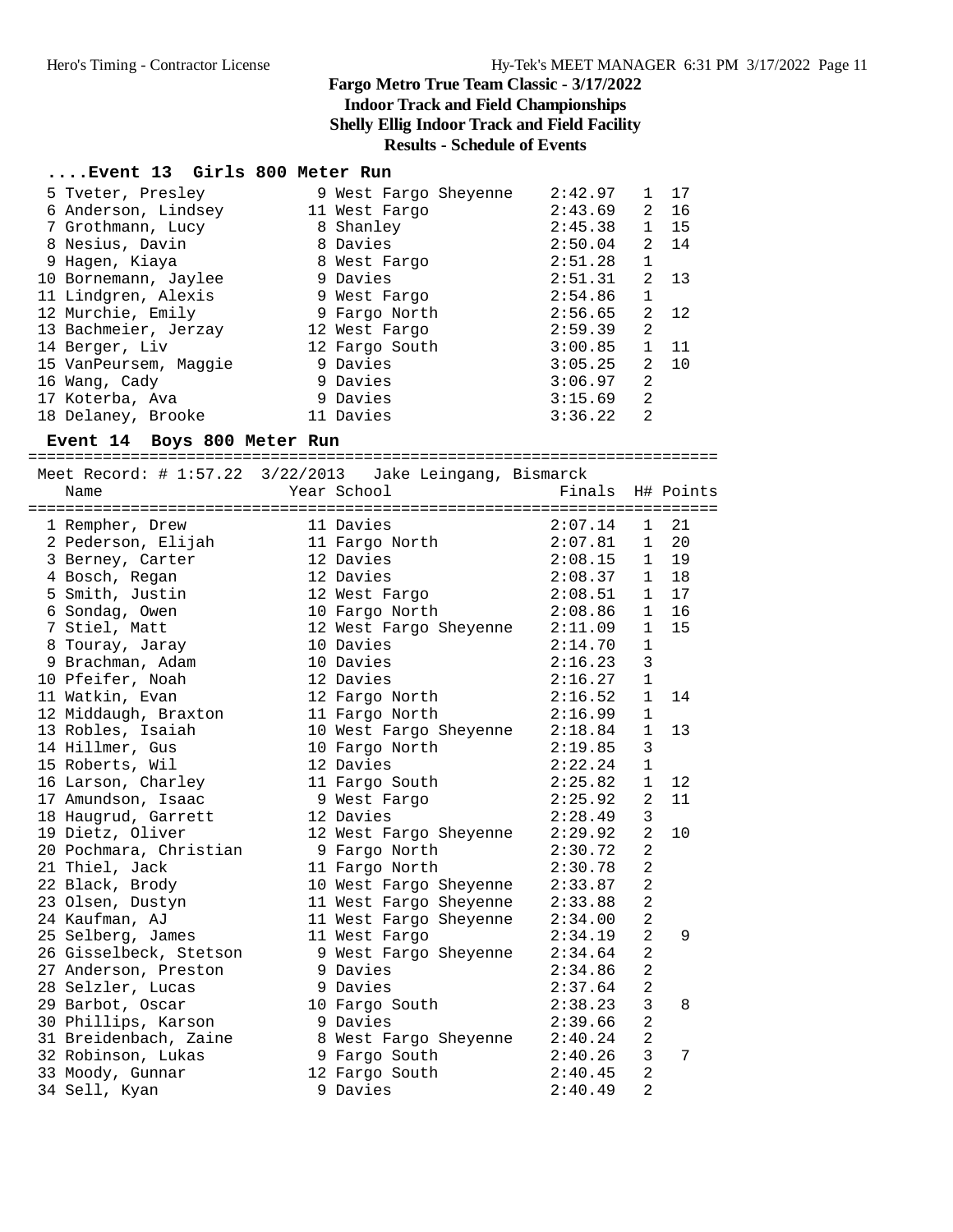# Fargo Metro True Team Classic - 3/17/2022
## Indoor Track and Field Championships
## Shelly Ellig Indoor Track and Field Facility
## Results - Schedule of Events

### ....Event 13 Girls 800 Meter Run

| | Name | Year | School | Finals | H# | Points |
|---|---|---|---|---|---|---|
| 5 | Tveter, Presley | 9 | West Fargo Sheyenne | 2:42.97 | 1 | 17 |
| 6 | Anderson, Lindsey | 11 | West Fargo | 2:43.69 | 2 | 16 |
| 7 | Grothmann, Lucy | 8 | Shanley | 2:45.38 | 1 | 15 |
| 8 | Nesius, Davin | 8 | Davies | 2:50.04 | 2 | 14 |
| 9 | Hagen, Kiaya | 8 | West Fargo | 2:51.28 | 1 | |
| 10 | Bornemann, Jaylee | 9 | Davies | 2:51.31 | 2 | 13 |
| 11 | Lindgren, Alexis | 9 | West Fargo | 2:54.86 | 1 | |
| 12 | Murchie, Emily | 9 | Fargo North | 2:56.65 | 2 | 12 |
| 13 | Bachmeier, Jerzay | 12 | West Fargo | 2:59.39 | 2 | |
| 14 | Berger, Liv | 12 | Fargo South | 3:00.85 | 1 | 11 |
| 15 | VanPeursem, Maggie | 9 | Davies | 3:05.25 | 2 | 10 |
| 16 | Wang, Cady | 9 | Davies | 3:06.97 | 2 | |
| 17 | Koterba, Ava | 9 | Davies | 3:15.69 | 2 | |
| 18 | Delaney, Brooke | 11 | Davies | 3:36.22 | 2 | |

### Event 14 Boys 800 Meter Run

Meet Record: # 1:57.22 3/22/2013 Jake Leingang, Bismarck

| | Name | Year | School | Finals | H# | Points |
|---|---|---|---|---|---|---|
| 1 | Rempher, Drew | 11 | Davies | 2:07.14 | 1 | 21 |
| 2 | Pederson, Elijah | 11 | Fargo North | 2:07.81 | 1 | 20 |
| 3 | Berney, Carter | 12 | Davies | 2:08.15 | 1 | 19 |
| 4 | Bosch, Regan | 12 | Davies | 2:08.37 | 1 | 18 |
| 5 | Smith, Justin | 12 | West Fargo | 2:08.51 | 1 | 17 |
| 6 | Sondag, Owen | 10 | Fargo North | 2:08.86 | 1 | 16 |
| 7 | Stiel, Matt | 12 | West Fargo Sheyenne | 2:11.09 | 1 | 15 |
| 8 | Touray, Jaray | 10 | Davies | 2:14.70 | 1 | |
| 9 | Brachman, Adam | 10 | Davies | 2:16.23 | 3 | |
| 10 | Pfeifer, Noah | 12 | Davies | 2:16.27 | 1 | |
| 11 | Watkin, Evan | 12 | Fargo North | 2:16.52 | 1 | 14 |
| 12 | Middaugh, Braxton | 11 | Fargo North | 2:16.99 | 1 | |
| 13 | Robles, Isaiah | 10 | West Fargo Sheyenne | 2:18.84 | 1 | 13 |
| 14 | Hillmer, Gus | 10 | Fargo North | 2:19.85 | 3 | |
| 15 | Roberts, Wil | 12 | Davies | 2:22.24 | 1 | |
| 16 | Larson, Charley | 11 | Fargo South | 2:25.82 | 1 | 12 |
| 17 | Amundson, Isaac | 9 | West Fargo | 2:25.92 | 2 | 11 |
| 18 | Haugrud, Garrett | 12 | Davies | 2:28.49 | 3 | |
| 19 | Dietz, Oliver | 12 | West Fargo Sheyenne | 2:29.92 | 2 | 10 |
| 20 | Pochmara, Christian | 9 | Fargo North | 2:30.72 | 2 | |
| 21 | Thiel, Jack | 11 | Fargo North | 2:30.78 | 2 | |
| 22 | Black, Brody | 10 | West Fargo Sheyenne | 2:33.87 | 2 | |
| 23 | Olsen, Dustyn | 11 | West Fargo Sheyenne | 2:33.88 | 2 | |
| 24 | Kaufman, AJ | 11 | West Fargo Sheyenne | 2:34.00 | 2 | |
| 25 | Selberg, James | 11 | West Fargo | 2:34.19 | 2 | 9 |
| 26 | Gisselbeck, Stetson | 9 | West Fargo Sheyenne | 2:34.64 | 2 | |
| 27 | Anderson, Preston | 9 | Davies | 2:34.86 | 2 | |
| 28 | Selzler, Lucas | 9 | Davies | 2:37.64 | 2 | |
| 29 | Barbot, Oscar | 10 | Fargo South | 2:38.23 | 3 | 8 |
| 30 | Phillips, Karson | 9 | Davies | 2:39.66 | 2 | |
| 31 | Breidenbach, Zaine | 8 | West Fargo Sheyenne | 2:40.24 | 2 | |
| 32 | Robinson, Lukas | 9 | Fargo South | 2:40.26 | 3 | 7 |
| 33 | Moody, Gunnar | 12 | Fargo South | 2:40.45 | 2 | |
| 34 | Sell, Kyan | 9 | Davies | 2:40.49 | 2 | |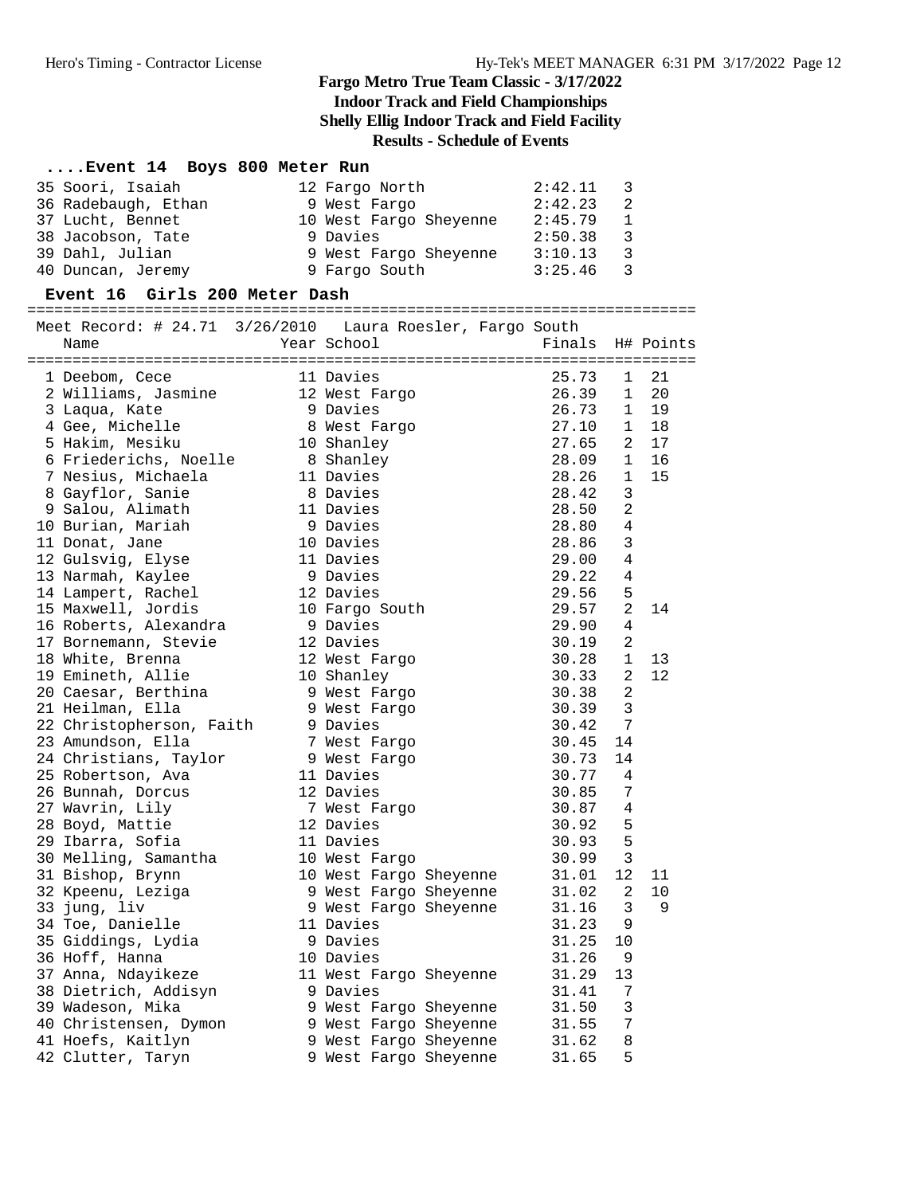# Fargo Metro True Team Classic - 3/17/2022

## Indoor Track and Field Championships

## Shelly Ellig Indoor Track and Field Facility

## Results - Schedule of Events

### ....Event 14 Boys 800 Meter Run

| | | | | |
|---|---|---|---|---|
| 35 | Soori, Isaiah | 12 Fargo North | 2:42.11 | 3 |
| 36 | Radebaugh, Ethan | 9 West Fargo | 2:42.23 | 2 |
| 37 | Lucht, Bennet | 10 West Fargo Sheyenne | 2:45.79 | 1 |
| 38 | Jacobson, Tate | 9 Davies | 2:50.38 | 3 |
| 39 | Dahl, Julian | 9 West Fargo Sheyenne | 3:10.13 | 3 |
| 40 | Duncan, Jeremy | 9 Fargo South | 3:25.46 | 3 |

### Event 16 Girls 200 Meter Dash

Meet Record: # 24.71 3/26/2010 Laura Roesler, Fargo South

| | Name | Year School | Finals | H# | Points |
|---|---|---|---|---|---|
| 1 | Deebom, Cece | 11 Davies | 25.73 | 1 | 21 |
| 2 | Williams, Jasmine | 12 West Fargo | 26.39 | 1 | 20 |
| 3 | Laqua, Kate | 9 Davies | 26.73 | 1 | 19 |
| 4 | Gee, Michelle | 8 West Fargo | 27.10 | 1 | 18 |
| 5 | Hakim, Mesiku | 10 Shanley | 27.65 | 2 | 17 |
| 6 | Friederichs, Noelle | 8 Shanley | 28.09 | 1 | 16 |
| 7 | Nesius, Michaela | 11 Davies | 28.26 | 1 | 15 |
| 8 | Gayflor, Sanie | 8 Davies | 28.42 | 3 | |
| 9 | Salou, Alimath | 11 Davies | 28.50 | 2 | |
| 10 | Burian, Mariah | 9 Davies | 28.80 | 4 | |
| 11 | Donat, Jane | 10 Davies | 28.86 | 3 | |
| 12 | Gulsvig, Elyse | 11 Davies | 29.00 | 4 | |
| 13 | Narmah, Kaylee | 9 Davies | 29.22 | 4 | |
| 14 | Lampert, Rachel | 12 Davies | 29.56 | 5 | |
| 15 | Maxwell, Jordis | 10 Fargo South | 29.57 | 2 | 14 |
| 16 | Roberts, Alexandra | 9 Davies | 29.90 | 4 | |
| 17 | Bornemann, Stevie | 12 Davies | 30.19 | 2 | |
| 18 | White, Brenna | 12 West Fargo | 30.28 | 1 | 13 |
| 19 | Emineth, Allie | 10 Shanley | 30.33 | 2 | 12 |
| 20 | Caesar, Berthina | 9 West Fargo | 30.38 | 2 | |
| 21 | Heilman, Ella | 9 West Fargo | 30.39 | 3 | |
| 22 | Christopherson, Faith | 9 Davies | 30.42 | 7 | |
| 23 | Amundson, Ella | 7 West Fargo | 30.45 | 14 | |
| 24 | Christians, Taylor | 9 West Fargo | 30.73 | 14 | |
| 25 | Robertson, Ava | 11 Davies | 30.77 | 4 | |
| 26 | Bunnah, Dorcus | 12 Davies | 30.85 | 7 | |
| 27 | Wavrin, Lily | 7 West Fargo | 30.87 | 4 | |
| 28 | Boyd, Mattie | 12 Davies | 30.92 | 5 | |
| 29 | Ibarra, Sofia | 11 Davies | 30.93 | 5 | |
| 30 | Melling, Samantha | 10 West Fargo | 30.99 | 3 | |
| 31 | Bishop, Brynn | 10 West Fargo Sheyenne | 31.01 | 12 | 11 |
| 32 | Kpeenu, Leziga | 9 West Fargo Sheyenne | 31.02 | 2 | 10 |
| 33 | jung, liv | 9 West Fargo Sheyenne | 31.16 | 3 | 9 |
| 34 | Toe, Danielle | 11 Davies | 31.23 | 9 | |
| 35 | Giddings, Lydia | 9 Davies | 31.25 | 10 | |
| 36 | Hoff, Hanna | 10 Davies | 31.26 | 9 | |
| 37 | Anna, Ndayikeze | 11 West Fargo Sheyenne | 31.29 | 13 | |
| 38 | Dietrich, Addisyn | 9 Davies | 31.41 | 7 | |
| 39 | Wadeson, Mika | 9 West Fargo Sheyenne | 31.50 | 3 | |
| 40 | Christensen, Dymon | 9 West Fargo Sheyenne | 31.55 | 7 | |
| 41 | Hoefs, Kaitlyn | 9 West Fargo Sheyenne | 31.62 | 8 | |
| 42 | Clutter, Taryn | 9 West Fargo Sheyenne | 31.65 | 5 | |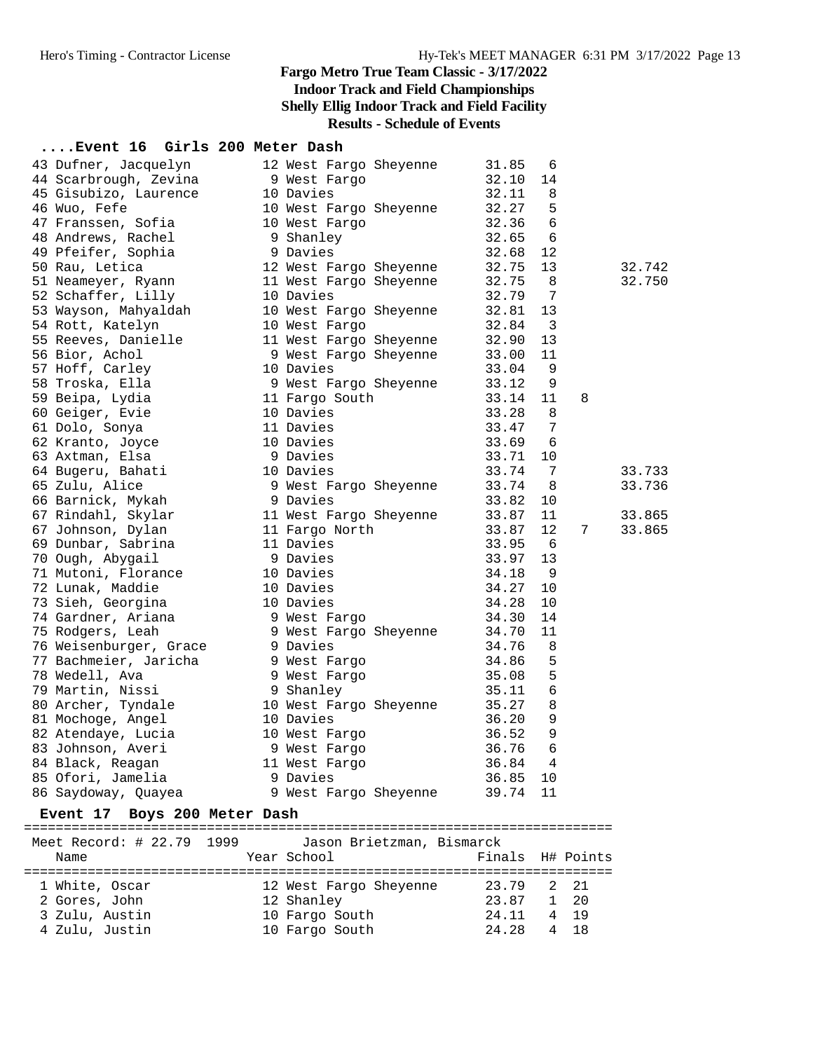# Fargo Metro True Team Classic - 3/17/2022

**Indoor Track and Field Championships**

**Shelly Ellig Indoor Track and Field Facility**

**Results - Schedule of Events**

## ....Event 16 Girls 200 Meter Dash

| | | | | | | | |
|---|---|---|---|---|---|---|---|
| 43 | Dufner, Jacquelyn | 12 | West Fargo Sheyenne | 31.85 | 6 | | |
| 44 | Scarbrough, Zevina | 9 | West Fargo | 32.10 | 14 | | |
| 45 | Gisubizo, Laurence | 10 | Davies | 32.11 | 8 | | |
| 46 | Wuo, Fefe | 10 | West Fargo Sheyenne | 32.27 | 5 | | |
| 47 | Franssen, Sofia | 10 | West Fargo | 32.36 | 6 | | |
| 48 | Andrews, Rachel | 9 | Shanley | 32.65 | 6 | | |
| 49 | Pfeifer, Sophia | 9 | Davies | 32.68 | 12 | | |
| 50 | Rau, Letica | 12 | West Fargo Sheyenne | 32.75 | 13 | | 32.742 |
| 51 | Neameyer, Ryann | 11 | West Fargo Sheyenne | 32.75 | 8 | | 32.750 |
| 52 | Schaffer, Lilly | 10 | Davies | 32.79 | 7 | | |
| 53 | Wayson, Mahyaldah | 10 | West Fargo Sheyenne | 32.81 | 13 | | |
| 54 | Rott, Katelyn | 10 | West Fargo | 32.84 | 3 | | |
| 55 | Reeves, Danielle | 11 | West Fargo Sheyenne | 32.90 | 13 | | |
| 56 | Bior, Achol | 9 | West Fargo Sheyenne | 33.00 | 11 | | |
| 57 | Hoff, Carley | 10 | Davies | 33.04 | 9 | | |
| 58 | Troska, Ella | 9 | West Fargo Sheyenne | 33.12 | 9 | | |
| 59 | Beipa, Lydia | 11 | Fargo South | 33.14 | 11 | 8 | |
| 60 | Geiger, Evie | 10 | Davies | 33.28 | 8 | | |
| 61 | Dolo, Sonya | 11 | Davies | 33.47 | 7 | | |
| 62 | Kranto, Joyce | 10 | Davies | 33.69 | 6 | | |
| 63 | Axtman, Elsa | 9 | Davies | 33.71 | 10 | | |
| 64 | Bugeru, Bahati | 10 | Davies | 33.74 | 7 | | 33.733 |
| 65 | Zulu, Alice | 9 | West Fargo Sheyenne | 33.74 | 8 | | 33.736 |
| 66 | Barnick, Mykah | 9 | Davies | 33.82 | 10 | | |
| 67 | Rindahl, Skylar | 11 | West Fargo Sheyenne | 33.87 | 11 | | 33.865 |
| 67 | Johnson, Dylan | 11 | Fargo North | 33.87 | 12 | 7 | 33.865 |
| 69 | Dunbar, Sabrina | 11 | Davies | 33.95 | 6 | | |
| 70 | Ough, Abygail | 9 | Davies | 33.97 | 13 | | |
| 71 | Mutoni, Florance | 10 | Davies | 34.18 | 9 | | |
| 72 | Lunak, Maddie | 10 | Davies | 34.27 | 10 | | |
| 73 | Sieh, Georgina | 10 | Davies | 34.28 | 10 | | |
| 74 | Gardner, Ariana | 9 | West Fargo | 34.30 | 14 | | |
| 75 | Rodgers, Leah | 9 | West Fargo Sheyenne | 34.70 | 11 | | |
| 76 | Weisenburger, Grace | 9 | Davies | 34.76 | 8 | | |
| 77 | Bachmeier, Jaricha | 9 | West Fargo | 34.86 | 5 | | |
| 78 | Wedell, Ava | 9 | West Fargo | 35.08 | 5 | | |
| 79 | Martin, Nissi | 9 | Shanley | 35.11 | 6 | | |
| 80 | Archer, Tyndale | 10 | West Fargo Sheyenne | 35.27 | 8 | | |
| 81 | Mochoge, Angel | 10 | Davies | 36.20 | 9 | | |
| 82 | Atendaye, Lucia | 10 | West Fargo | 36.52 | 9 | | |
| 83 | Johnson, Averi | 9 | West Fargo | 36.76 | 6 | | |
| 84 | Black, Reagan | 11 | West Fargo | 36.84 | 4 | | |
| 85 | Ofori, Jamelia | 9 | Davies | 36.85 | 10 | | |
| 86 | Saydoway, Quayea | 9 | West Fargo Sheyenne | 39.74 | 11 | | |

## Event 17 Boys 200 Meter Dash

Meet Record: # 22.79 1999 Jason Brietzman, Bismarck

| | Name | Year | School | Finals | H# | Points |
|---|---|---|---|---|---|---|
| 1 | White, Oscar | 12 | West Fargo Sheyenne | 23.79 | 2 | 21 |
| 2 | Gores, John | 12 | Shanley | 23.87 | 1 | 20 |
| 3 | Zulu, Austin | 10 | Fargo South | 24.11 | 4 | 19 |
| 4 | Zulu, Justin | 10 | Fargo South | 24.28 | 4 | 18 |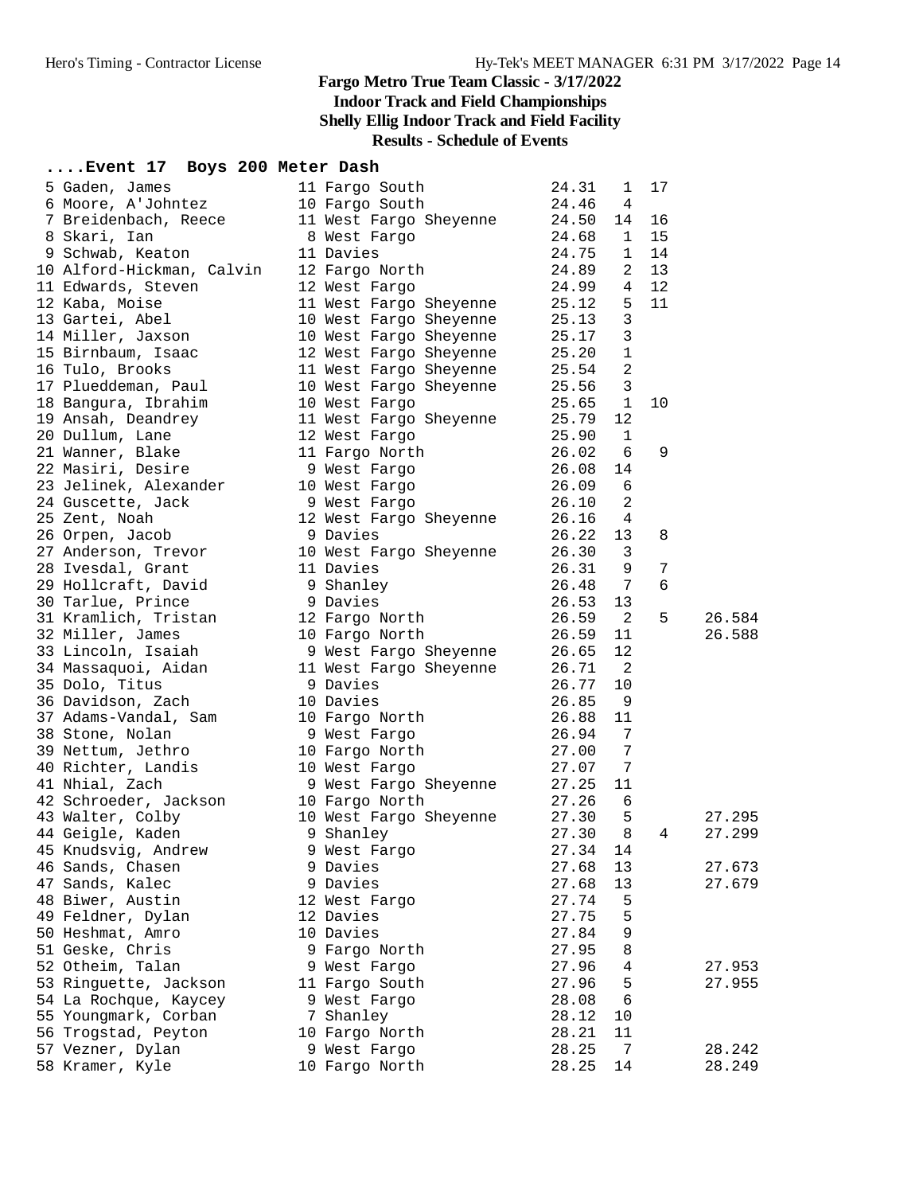# Fargo Metro True Team Classic - 3/17/2022

## Indoor Track and Field Championships

## Shelly Ellig Indoor Track and Field Facility

## Results - Schedule of Events

### ....Event 17 Boys 200 Meter Dash

| | | | | | | | |
|---|---|---|---|---|---|---|---|
| 5 | Gaden, James | 11 | Fargo South | 24.31 | 1 | 17 | |
| 6 | Moore, A'Johntez | 10 | Fargo South | 24.46 | 4 | | |
| 7 | Breidenbach, Reece | 11 | West Fargo Sheyenne | 24.50 | 14 | 16 | |
| 8 | Skari, Ian | 8 | West Fargo | 24.68 | 1 | 15 | |
| 9 | Schwab, Keaton | 11 | Davies | 24.75 | 1 | 14 | |
| 10 | Alford-Hickman, Calvin | 12 | Fargo North | 24.89 | 2 | 13 | |
| 11 | Edwards, Steven | 12 | West Fargo | 24.99 | 4 | 12 | |
| 12 | Kaba, Moise | 11 | West Fargo Sheyenne | 25.12 | 5 | 11 | |
| 13 | Gartei, Abel | 10 | West Fargo Sheyenne | 25.13 | 3 | | |
| 14 | Miller, Jaxson | 10 | West Fargo Sheyenne | 25.17 | 3 | | |
| 15 | Birnbaum, Isaac | 12 | West Fargo Sheyenne | 25.20 | 1 | | |
| 16 | Tulo, Brooks | 11 | West Fargo Sheyenne | 25.54 | 2 | | |
| 17 | Plueddeman, Paul | 10 | West Fargo Sheyenne | 25.56 | 3 | | |
| 18 | Bangura, Ibrahim | 10 | West Fargo | 25.65 | 1 | 10 | |
| 19 | Ansah, Deandrey | 11 | West Fargo Sheyenne | 25.79 | 12 | | |
| 20 | Dullum, Lane | 12 | West Fargo | 25.90 | 1 | | |
| 21 | Wanner, Blake | 11 | Fargo North | 26.02 | 6 | 9 | |
| 22 | Masiri, Desire | 9 | West Fargo | 26.08 | 14 | | |
| 23 | Jelinek, Alexander | 10 | West Fargo | 26.09 | 6 | | |
| 24 | Guscette, Jack | 9 | West Fargo | 26.10 | 2 | | |
| 25 | Zent, Noah | 12 | West Fargo Sheyenne | 26.16 | 4 | | |
| 26 | Orpen, Jacob | 9 | Davies | 26.22 | 13 | 8 | |
| 27 | Anderson, Trevor | 10 | West Fargo Sheyenne | 26.30 | 3 | | |
| 28 | Ivesdal, Grant | 11 | Davies | 26.31 | 9 | 7 | |
| 29 | Hollcraft, David | 9 | Shanley | 26.48 | 7 | 6 | |
| 30 | Tarlue, Prince | 9 | Davies | 26.53 | 13 | | |
| 31 | Kramlich, Tristan | 12 | Fargo North | 26.59 | 2 | 5 | 26.584 |
| 32 | Miller, James | 10 | Fargo North | 26.59 | 11 | | 26.588 |
| 33 | Lincoln, Isaiah | 9 | West Fargo Sheyenne | 26.65 | 12 | | |
| 34 | Massaquoi, Aidan | 11 | West Fargo Sheyenne | 26.71 | 2 | | |
| 35 | Dolo, Titus | 9 | Davies | 26.77 | 10 | | |
| 36 | Davidson, Zach | 10 | Davies | 26.85 | 9 | | |
| 37 | Adams-Vandal, Sam | 10 | Fargo North | 26.88 | 11 | | |
| 38 | Stone, Nolan | 9 | West Fargo | 26.94 | 7 | | |
| 39 | Nettum, Jethro | 10 | Fargo North | 27.00 | 7 | | |
| 40 | Richter, Landis | 10 | West Fargo | 27.07 | 7 | | |
| 41 | Nhial, Zach | 9 | West Fargo Sheyenne | 27.25 | 11 | | |
| 42 | Schroeder, Jackson | 10 | Fargo North | 27.26 | 6 | | |
| 43 | Walter, Colby | 10 | West Fargo Sheyenne | 27.30 | 5 | | 27.295 |
| 44 | Geigle, Kaden | 9 | Shanley | 27.30 | 8 | 4 | 27.299 |
| 45 | Knudsvig, Andrew | 9 | West Fargo | 27.34 | 14 | | |
| 46 | Sands, Chasen | 9 | Davies | 27.68 | 13 | | 27.673 |
| 47 | Sands, Kalec | 9 | Davies | 27.68 | 13 | | 27.679 |
| 48 | Biwer, Austin | 12 | West Fargo | 27.74 | 5 | | |
| 49 | Feldner, Dylan | 12 | Davies | 27.75 | 5 | | |
| 50 | Heshmat, Amro | 10 | Davies | 27.84 | 9 | | |
| 51 | Geske, Chris | 9 | Fargo North | 27.95 | 8 | | |
| 52 | Otheim, Talan | 9 | West Fargo | 27.96 | 4 | | 27.953 |
| 53 | Ringuette, Jackson | 11 | Fargo South | 27.96 | 5 | | 27.955 |
| 54 | La Rochque, Kaycey | 9 | West Fargo | 28.08 | 6 | | |
| 55 | Youngmark, Corban | 7 | Shanley | 28.12 | 10 | | |
| 56 | Trogstad, Peyton | 10 | Fargo North | 28.21 | 11 | | |
| 57 | Vezner, Dylan | 9 | West Fargo | 28.25 | 7 | | 28.242 |
| 58 | Kramer, Kyle | 10 | Fargo North | 28.25 | 14 | | 28.249 |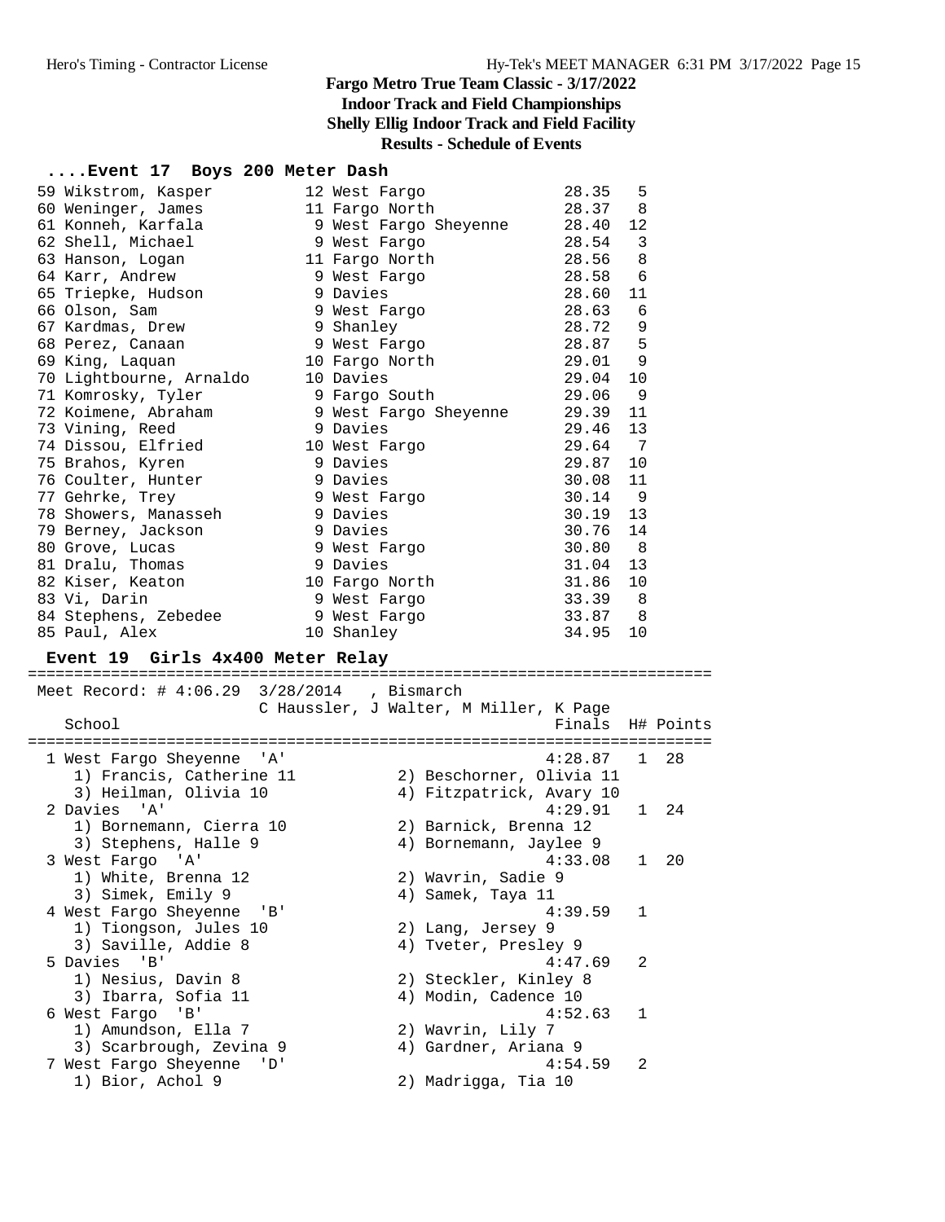# Fargo Metro True Team Classic - 3/17/2022

## Indoor Track and Field Championships

## Shelly Ellig Indoor Track and Field Facility

## Results - Schedule of Events

### ....Event 17 Boys 200 Meter Dash

| | | | | | |
|---|---|---|---|---|---|
| 59 | Wikstrom, Kasper | 12 | West Fargo | 28.35 | 5 |
| 60 | Weninger, James | 11 | Fargo North | 28.37 | 8 |
| 61 | Konneh, Karfala | 9 | West Fargo Sheyenne | 28.40 | 12 |
| 62 | Shell, Michael | 9 | West Fargo | 28.54 | 3 |
| 63 | Hanson, Logan | 11 | Fargo North | 28.56 | 8 |
| 64 | Karr, Andrew | 9 | West Fargo | 28.58 | 6 |
| 65 | Triepke, Hudson | 9 | Davies | 28.60 | 11 |
| 66 | Olson, Sam | 9 | West Fargo | 28.63 | 6 |
| 67 | Kardmas, Drew | 9 | Shanley | 28.72 | 9 |
| 68 | Perez, Canaan | 9 | West Fargo | 28.87 | 5 |
| 69 | King, Laquan | 10 | Fargo North | 29.01 | 9 |
| 70 | Lightbourne, Arnaldo | 10 | Davies | 29.04 | 10 |
| 71 | Komrosky, Tyler | 9 | Fargo South | 29.06 | 9 |
| 72 | Koimene, Abraham | 9 | West Fargo Sheyenne | 29.39 | 11 |
| 73 | Vining, Reed | 9 | Davies | 29.46 | 13 |
| 74 | Dissou, Elfried | 10 | West Fargo | 29.64 | 7 |
| 75 | Brahos, Kyren | 9 | Davies | 29.87 | 10 |
| 76 | Coulter, Hunter | 9 | Davies | 30.08 | 11 |
| 77 | Gehrke, Trey | 9 | West Fargo | 30.14 | 9 |
| 78 | Showers, Manasseh | 9 | Davies | 30.19 | 13 |
| 79 | Berney, Jackson | 9 | Davies | 30.76 | 14 |
| 80 | Grove, Lucas | 9 | West Fargo | 30.80 | 8 |
| 81 | Dralu, Thomas | 9 | Davies | 31.04 | 13 |
| 82 | Kiser, Keaton | 10 | Fargo North | 31.86 | 10 |
| 83 | Vi, Darin | 9 | West Fargo | 33.39 | 8 |
| 84 | Stephens, Zebedee | 9 | West Fargo | 33.87 | 8 |
| 85 | Paul, Alex | 10 | Shanley | 34.95 | 10 |

### Event 19 Girls 4x400 Meter Relay

Meet Record: # 4:06.29 3/28/2014 , Bismarch
C Haussler, J Walter, M Miller, K Page

| School | Finals | H# | Points |
|---|---|---|---|
| 1 West Fargo Sheyenne 'A' | 4:28.87 | 1 | 28 |
| 1) Francis, Catherine 11; 2) Beschorner, Olivia 11; 3) Heilman, Olivia 10; 4) Fitzpatrick, Avary 10 | | | |
| 2 Davies 'A' | 4:29.91 | 1 | 24 |
| 1) Bornemann, Cierra 10; 2) Barnick, Brenna 12; 3) Stephens, Halle 9; 4) Bornemann, Jaylee 9 | | | |
| 3 West Fargo 'A' | 4:33.08 | 1 | 20 |
| 1) White, Brenna 12; 2) Wavrin, Sadie 9; 3) Simek, Emily 9; 4) Samek, Taya 11 | | | |
| 4 West Fargo Sheyenne 'B' | 4:39.59 | 1 | |
| 1) Tiongson, Jules 10; 2) Lang, Jersey 9; 3) Saville, Addie 8; 4) Tveter, Presley 9 | | | |
| 5 Davies 'B' | 4:47.69 | 2 | |
| 1) Nesius, Davin 8; 2) Steckler, Kinley 8; 3) Ibarra, Sofia 11; 4) Modin, Cadence 10 | | | |
| 6 West Fargo 'B' | 4:52.63 | 1 | |
| 1) Amundson, Ella 7; 2) Wavrin, Lily 7; 3) Scarbrough, Zevina 9; 4) Gardner, Ariana 9 | | | |
| 7 West Fargo Sheyenne 'D' | 4:54.59 | 2 | |
| 1) Bior, Achol 9; 2) Madrigga, Tia 10 | | | |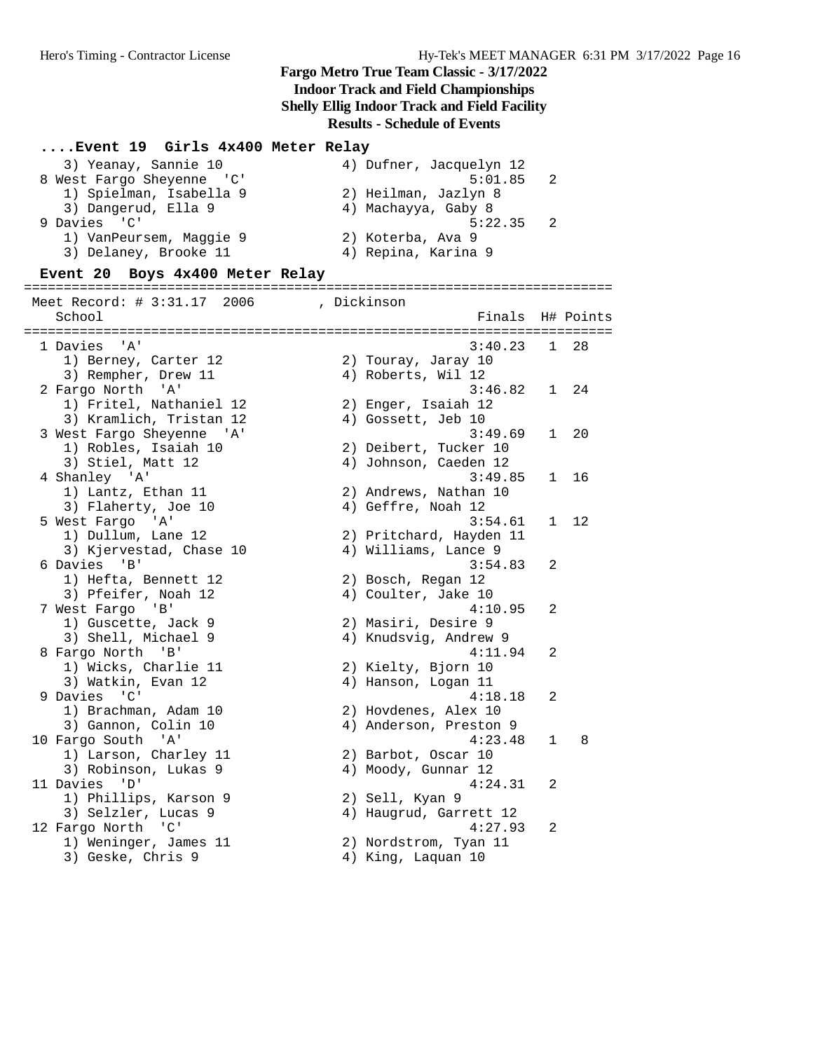# Fargo Metro True Team Classic - 3/17/2022
## Indoor Track and Field Championships
## Shelly Ellig Indoor Track and Field Facility
## Results - Schedule of Events

### ....Event 19 Girls 4x400 Meter Relay

```
   3) Yeanay, Sannie 10               4) Dufner, Jacquelyn 12
 8 West Fargo Sheyenne  'C'                          5:01.85   2
   1) Spielman, Isabella 9            2) Heilman, Jazlyn 8
   3) Dangerud, Ella 9                4) Machayya, Gaby 8
 9 Davies  'C'                                       5:22.35   2
   1) VanPeursem, Maggie 9            2) Koterba, Ava 9
   3) Delaney, Brooke 11              4) Repina, Karina 9
```

### Event 20 Boys 4x400 Meter Relay

```
===========================================================================
 Meet Record: # 3:31.17  2006        , Dickinson
    School                                          Finals  H# Points
===========================================================================
  1 Davies  'A'                                      3:40.23   1  28
     1) Berney, Carter 12               2) Touray, Jaray 10
     3) Rempher, Drew 11                4) Roberts, Wil 12
  2 Fargo North  'A'                                 3:46.82   1  24
     1) Fritel, Nathaniel 12            2) Enger, Isaiah 12
     3) Kramlich, Tristan 12            4) Gossett, Jeb 10
  3 West Fargo Sheyenne  'A'                         3:49.69   1  20
     1) Robles, Isaiah 10               2) Deibert, Tucker 10
     3) Stiel, Matt 12                  4) Johnson, Caeden 12
  4 Shanley  'A'                                     3:49.85   1  16
     1) Lantz, Ethan 11                 2) Andrews, Nathan 10
     3) Flaherty, Joe 10                4) Geffre, Noah 12
  5 West Fargo  'A'                                  3:54.61   1  12
     1) Dullum, Lane 12                 2) Pritchard, Hayden 11
     3) Kjervestad, Chase 10            4) Williams, Lance 9
  6 Davies  'B'                                      3:54.83   2
     1) Hefta, Bennett 12               2) Bosch, Regan 12
     3) Pfeifer, Noah 12                4) Coulter, Jake 10
  7 West Fargo  'B'                                  4:10.95   2
     1) Guscette, Jack 9                2) Masiri, Desire 9
     3) Shell, Michael 9                4) Knudsvig, Andrew 9
  8 Fargo North  'B'                                 4:11.94   2
     1) Wicks, Charlie 11               2) Kielty, Bjorn 10
     3) Watkin, Evan 12                 4) Hanson, Logan 11
  9 Davies  'C'                                      4:18.18   2
     1) Brachman, Adam 10               2) Hovdenes, Alex 10
     3) Gannon, Colin 10                4) Anderson, Preston 9
 10 Fargo South  'A'                                 4:23.48   1   8
     1) Larson, Charley 11              2) Barbot, Oscar 10
     3) Robinson, Lukas 9               4) Moody, Gunnar 12
 11 Davies  'D'                                      4:24.31   2
     1) Phillips, Karson 9              2) Sell, Kyan 9
     3) Selzler, Lucas 9                4) Haugrud, Garrett 12
 12 Fargo North  'C'                                 4:27.93   2
     1) Weninger, James 11              2) Nordstrom, Tyan 11
     3) Geske, Chris 9                  4) King, Laquan 10
```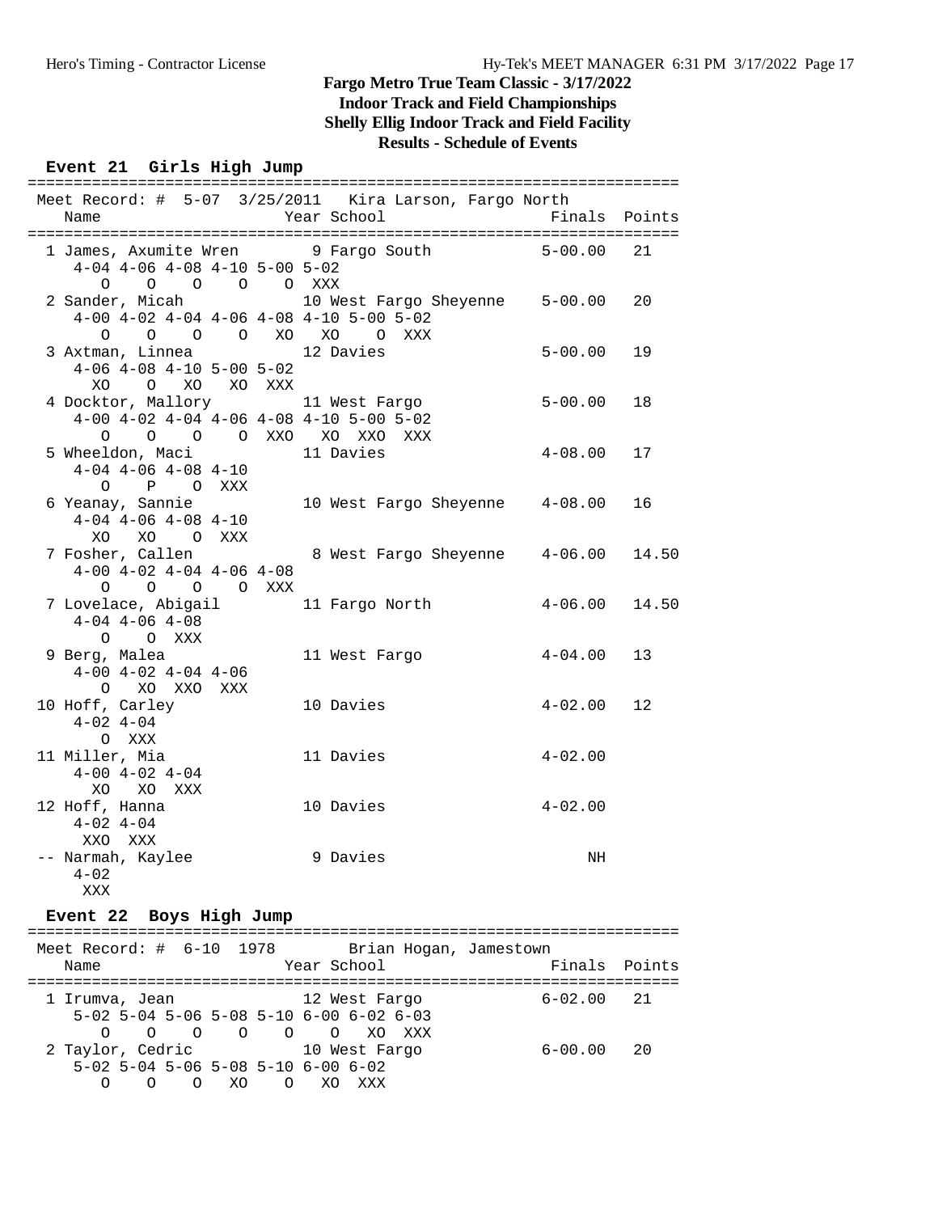# Fargo Metro True Team Classic - 3/17/2022

## Indoor Track and Field Championships

## Shelly Ellig Indoor Track and Field Facility

## Results - Schedule of Events

### Event 21 Girls High Jump

```
=======================================================================
 Meet Record: #  5-07  3/25/2011   Kira Larson, Fargo North
    Name                    Year School                 Finals  Points
=======================================================================
  1 James, Axumite Wren       9 Fargo South            5-00.00   21
     4-04 4-06 4-08 4-10 5-00 5-02
        O    O    O    O    O  XXX
  2 Sander, Micah            10 West Fargo Sheyenne    5-00.00   20
     4-00 4-02 4-04 4-06 4-08 4-10 5-00 5-02
        O    O    O    O   XO   XO    O  XXX
  3 Axtman, Linnea           12 Davies                 5-00.00   19
     4-06 4-08 4-10 5-00 5-02
       XO    O   XO   XO  XXX
  4 Docktor, Mallory         11 West Fargo             5-00.00   18
     4-00 4-02 4-04 4-06 4-08 4-10 5-00 5-02
        O    O    O    O  XXO   XO  XXO  XXX
  5 Wheeldon, Maci           11 Davies                 4-08.00   17
     4-04 4-06 4-08 4-10
        O    P    O  XXX
  6 Yeanay, Sannie           10 West Fargo Sheyenne    4-08.00   16
     4-04 4-06 4-08 4-10
       XO   XO    O  XXX
  7 Fosher, Callen            8 West Fargo Sheyenne    4-06.00   14.50
     4-00 4-02 4-04 4-06 4-08
        O    O    O    O  XXX
  7 Lovelace, Abigail        11 Fargo North            4-06.00   14.50
     4-04 4-06 4-08
        O    O  XXX
  9 Berg, Malea              11 West Fargo             4-04.00   13
     4-00 4-02 4-04 4-06
        O   XO  XXO  XXX
 10 Hoff, Carley             10 Davies                 4-02.00   12
     4-02 4-04
        O  XXX
 11 Miller, Mia              11 Davies                 4-02.00
     4-00 4-02 4-04
       XO   XO  XXX
 12 Hoff, Hanna              10 Davies                 4-02.00
     4-02 4-04
      XXO  XXX
 -- Narmah, Kaylee            9 Davies                      NH
     4-02
      XXX
```

### Event 22 Boys High Jump

```
=======================================================================
 Meet Record: #  6-10  1978          Brian Hogan, Jamestown
    Name                    Year School                 Finals  Points
=======================================================================
  1 Irumva, Jean             12 West Fargo             6-02.00   21
     5-02 5-04 5-06 5-08 5-10 6-00 6-02 6-03
        O    O    O    O    O    O   XO  XXX
  2 Taylor, Cedric           10 West Fargo             6-00.00   20
     5-02 5-04 5-06 5-08 5-10 6-00 6-02
        O    O    O   XO    O   XO  XXX
```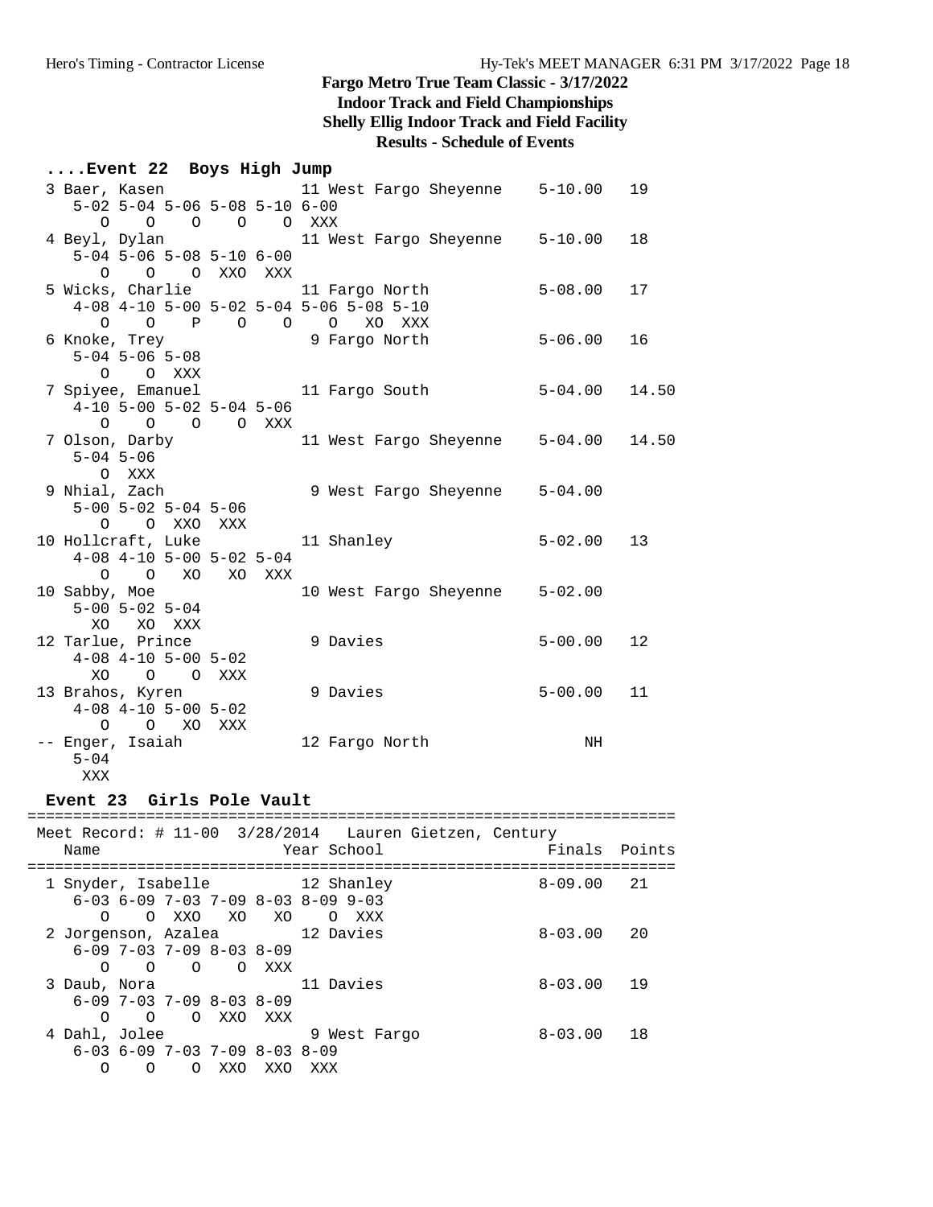Fargo Metro True Team Classic - 3/17/2022
Indoor Track and Field Championships
Shelly Ellig Indoor Track and Field Facility
Results - Schedule of Events

### ....Event 22 Boys High Jump

```
  3 Baer, Kasen               11 West Fargo Sheyenne    5-10.00   19
     5-02 5-04 5-06 5-08 5-10 6-00
        O    O    O    O    O  XXX
  4 Beyl, Dylan               11 West Fargo Sheyenne    5-10.00   18
     5-04 5-06 5-08 5-10 6-00
        O    O    O  XXO  XXX
  5 Wicks, Charlie            11 Fargo North            5-08.00   17
     4-08 4-10 5-00 5-02 5-04 5-06 5-08 5-10
        O    O    P    O    O    O   XO  XXX
  6 Knoke, Trey                9 Fargo North            5-06.00   16
     5-04 5-06 5-08
        O    O  XXX
  7 Spiyee, Emanuel           11 Fargo South            5-04.00   14.50
     4-10 5-00 5-02 5-04 5-06
        O    O    O    O  XXX
  7 Olson, Darby              11 West Fargo Sheyenne    5-04.00   14.50
     5-04 5-06
        O  XXX
  9 Nhial, Zach                9 West Fargo Sheyenne    5-04.00
     5-00 5-02 5-04 5-06
        O    O  XXO  XXX
 10 Hollcraft, Luke           11 Shanley                5-02.00   13
     4-08 4-10 5-00 5-02 5-04
        O    O   XO   XO  XXX
 10 Sabby, Moe                10 West Fargo Sheyenne    5-02.00
     5-00 5-02 5-04
       XO   XO  XXX
 12 Tarlue, Prince             9 Davies                 5-00.00   12
     4-08 4-10 5-00 5-02
       XO    O    O  XXX
 13 Brahos, Kyren              9 Davies                 5-00.00   11
     4-08 4-10 5-00 5-02
        O    O   XO  XXX
 -- Enger, Isaiah             12 Fargo North                 NH
     5-04
      XXX
```

### Event 23 Girls Pole Vault

```
=======================================================================
  Meet Record: # 11-00  3/28/2014   Lauren Gietzen, Century
    Name                    Year School                 Finals  Points
=======================================================================
  1 Snyder, Isabelle          12 Shanley                8-09.00   21
     6-03 6-09 7-03 7-09 8-03 8-09 9-03
        O    O  XXO   XO   XO    O  XXX
  2 Jorgenson, Azalea         12 Davies                 8-03.00   20
     6-09 7-03 7-09 8-03 8-09
        O    O    O    O  XXX
  3 Daub, Nora                11 Davies                 8-03.00   19
     6-09 7-03 7-09 8-03 8-09
        O    O    O  XXO  XXX
  4 Dahl, Jolee                9 West Fargo             8-03.00   18
     6-03 6-09 7-03 7-09 8-03 8-09
        O    O    O  XXO  XXO  XXX
```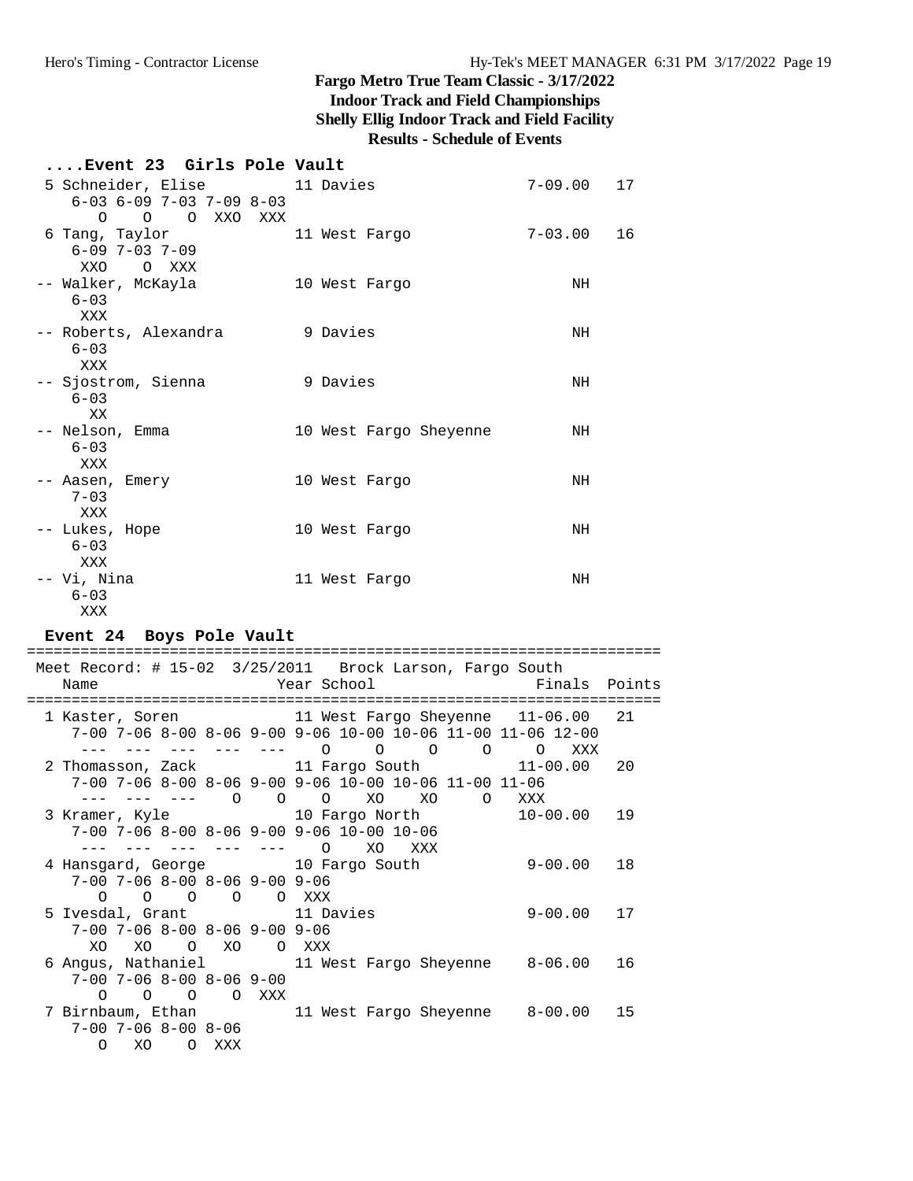# Fargo Metro True Team Classic - 3/17/2022
## Indoor Track and Field Championships
### Shelly Ellig Indoor Track and Field Facility
### Results - Schedule of Events

```
....Event 23  Girls Pole Vault
  5 Schneider, Elise          11 Davies                 7-09.00   17
     6-03 6-09 7-03 7-09 8-03
       O    O    O  XXO  XXX
  6 Tang, Taylor              11 West Fargo             7-03.00   16
     6-09 7-03 7-09
      XXO    O  XXX
 -- Walker, McKayla           10 West Fargo                  NH
     6-03
      XXX
 -- Roberts, Alexandra         9 Davies                      NH
     6-03
      XXX
 -- Sjostrom, Sienna           9 Davies                      NH
     6-03
       XX
 -- Nelson, Emma              10 West Fargo Sheyenne         NH
     6-03
      XXX
 -- Aasen, Emery              10 West Fargo                  NH
     7-03
      XXX
 -- Lukes, Hope               10 West Fargo                  NH
     6-03
      XXX
 -- Vi, Nina                  11 West Fargo                  NH
     6-03
      XXX

Event 24  Boys Pole Vault
=======================================================================
 Meet Record: # 15-02  3/25/2011   Brock Larson, Fargo South
    Name                    Year School                  Finals  Points
=======================================================================
  1 Kaster, Soren            11 West Fargo Sheyenne   11-06.00   21
     7-00 7-06 8-00 8-06 9-00 9-06 10-00 10-06 11-00 11-06 12-00
      ---  ---  ---  ---  ---    O     O     O     O     O   XXX
  2 Thomasson, Zack          11 Fargo South           11-00.00   20
     7-00 7-06 8-00 8-06 9-00 9-06 10-00 10-06 11-00 11-06
      ---  ---  ---    O    O    O    XO    XO     O   XXX
  3 Kramer, Kyle             10 Fargo North           10-00.00   19
     7-00 7-06 8-00 8-06 9-00 9-06 10-00 10-06
      ---  ---  ---  ---  ---    O    XO   XXX
  4 Hansgard, George         10 Fargo South            9-00.00   18
     7-00 7-06 8-00 8-06 9-00 9-06
        O    O    O    O    O  XXX
  5 Ivesdal, Grant           11 Davies                 9-00.00   17
     7-00 7-06 8-00 8-06 9-00 9-06
       XO   XO    O   XO    O  XXX
  6 Angus, Nathaniel         11 West Fargo Sheyenne    8-06.00   16
     7-00 7-06 8-00 8-06 9-00
        O    O    O    O  XXX
  7 Birnbaum, Ethan          11 West Fargo Sheyenne    8-00.00   15
     7-00 7-06 8-00 8-06
        O   XO    O  XXX
```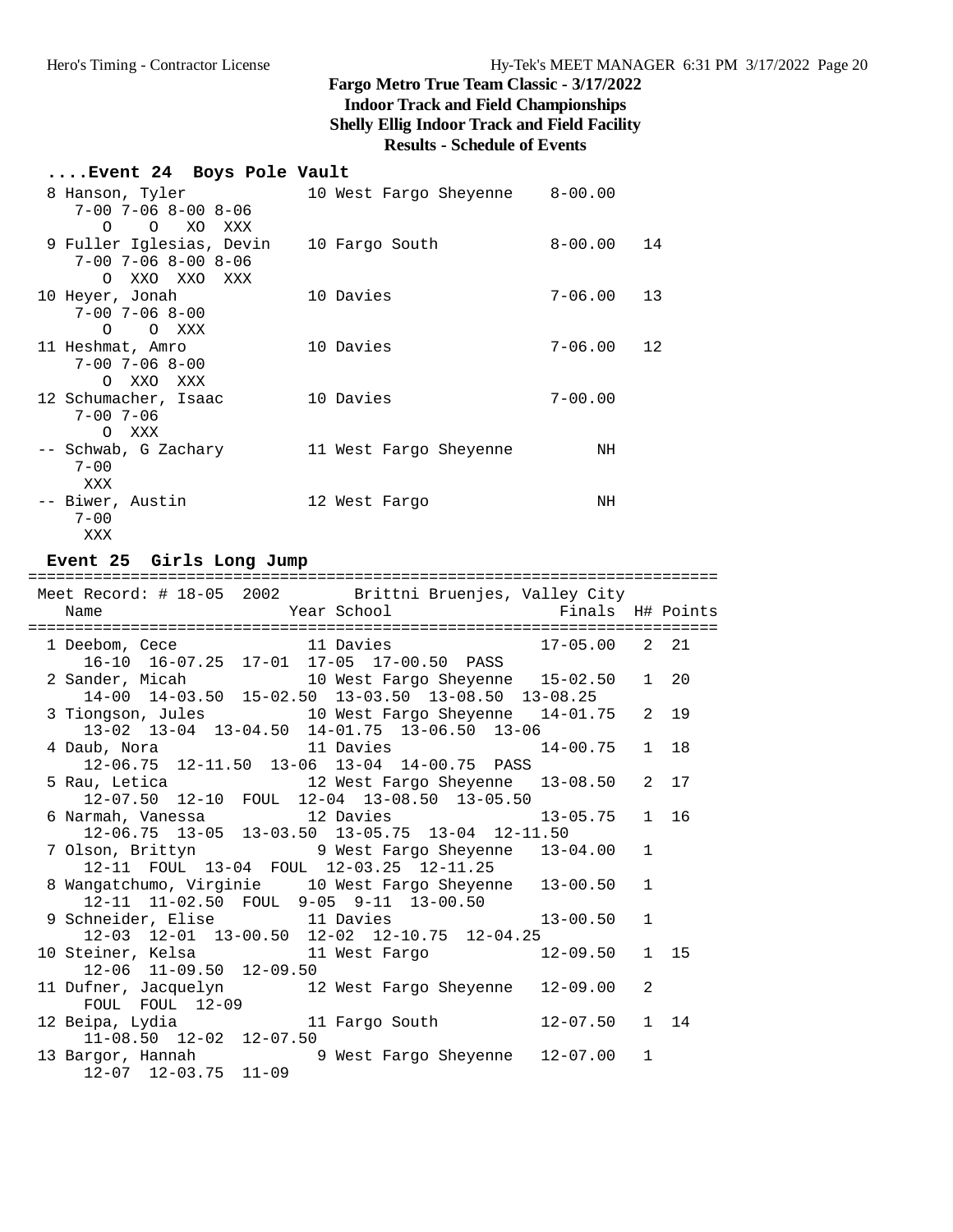# Fargo Metro True Team Classic - 3/17/2022
## Indoor Track and Field Championships
## Shelly Ellig Indoor Track and Field Facility
## Results - Schedule of Events

### ....Event 24 Boys Pole Vault

```
  8 Hanson, Tyler              10 West Fargo Sheyenne    8-00.00
     7-00 7-06 8-00 8-06
        O    O   XO  XXX
  9 Fuller Iglesias, Devin     10 Fargo South            8-00.00   14
     7-00 7-06 8-00 8-06
        O  XXO  XXO  XXX
 10 Heyer, Jonah               10 Davies                 7-06.00   13
     7-00 7-06 8-00
        O    O  XXX
 11 Heshmat, Amro              10 Davies                 7-06.00   12
     7-00 7-06 8-00
        O  XXO  XXX
 12 Schumacher, Isaac          10 Davies                 7-00.00
     7-00 7-06
        O  XXX
 -- Schwab, G Zachary          11 West Fargo Sheyenne         NH
     7-00
      XXX
 -- Biwer, Austin              12 West Fargo                  NH
     7-00
      XXX
```

### Event 25 Girls Long Jump

```
=========================================================================
 Meet Record: # 18-05  2002        Brittni Bruenjes, Valley City
   Name                    Year School                Finals  H# Points
=========================================================================
  1 Deebom, Cece              11 Davies                  17-05.00   2  21
     16-10  16-07.25  17-01  17-05  17-00.50  PASS
  2 Sander, Micah             10 West Fargo Sheyenne     15-02.50   1  20
     14-00  14-03.50  15-02.50  13-03.50  13-08.50  13-08.25
  3 Tiongson, Jules           10 West Fargo Sheyenne     14-01.75   2  19
     13-02  13-04  13-04.50  14-01.75  13-06.50  13-06
  4 Daub, Nora                11 Davies                  14-00.75   1  18
     12-06.75  12-11.50  13-06  13-04  14-00.75  PASS
  5 Rau, Letica               12 West Fargo Sheyenne     13-08.50   2  17
     12-07.50  12-10  FOUL  12-04  13-08.50  13-05.50
  6 Narmah, Vanessa           12 Davies                  13-05.75   1  16
     12-06.75  13-05  13-03.50  13-05.75  13-04  12-11.50
  7 Olson, Brittyn             9 West Fargo Sheyenne     13-04.00   1
     12-11  FOUL  13-04  FOUL  12-03.25  12-11.25
  8 Wangatchumo, Virginie     10 West Fargo Sheyenne     13-00.50   1
     12-11  11-02.50  FOUL  9-05  9-11  13-00.50
  9 Schneider, Elise          11 Davies                  13-00.50   1
     12-03  12-01  13-00.50  12-02  12-10.75  12-04.25
 10 Steiner, Kelsa            11 West Fargo              12-09.50   1  15
     12-06  11-09.50  12-09.50
 11 Dufner, Jacquelyn         12 West Fargo Sheyenne     12-09.00   2
     FOUL  FOUL  12-09
 12 Beipa, Lydia              11 Fargo South             12-07.50   1  14
     11-08.50  12-02  12-07.50
 13 Bargor, Hannah             9 West Fargo Sheyenne     12-07.00   1
     12-07  12-03.75  11-09
```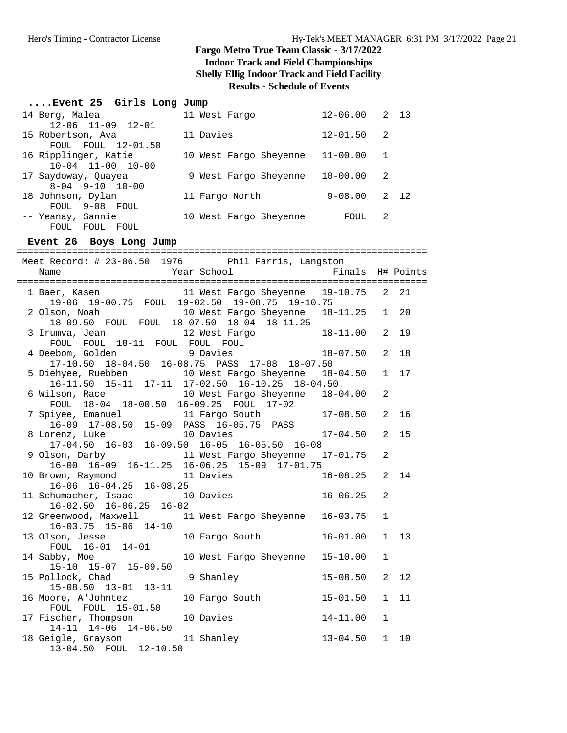# Fargo Metro True Team Classic - 3/17/2022

**Indoor Track and Field Championships**

**Shelly Ellig Indoor Track and Field Facility**

**Results - Schedule of Events**

### ....Event 25 Girls Long Jump

| Place | Name | Year | School | Finals | H# | Points |
|---|---|---|---|---|---|---|
| 14 | Berg, Malea | 11 | West Fargo | 12-06.00 | 2 | 13 |
| | 12-06 11-09 12-01 | | | | | |
| 15 | Robertson, Ava | 11 | Davies | 12-01.50 | 2 | |
| | FOUL FOUL 12-01.50 | | | | | |
| 16 | Ripplinger, Katie | 10 | West Fargo Sheyenne | 11-00.00 | 1 | |
| | 10-04 11-00 10-00 | | | | | |
| 17 | Saydoway, Quayea | 9 | West Fargo Sheyenne | 10-00.00 | 2 | |
| | 8-04 9-10 10-00 | | | | | |
| 18 | Johnson, Dylan | 11 | Fargo North | 9-08.00 | 2 | 12 |
| | FOUL 9-08 FOUL | | | | | |
| -- | Yeanay, Sannie | 10 | West Fargo Sheyenne | FOUL | 2 | |
| | FOUL FOUL FOUL | | | | | |

### Event 26 Boys Long Jump

Meet Record: # 23-06.50 1976 Phil Farris, Langston

| Place | Name | Year | School | Finals | H# | Points |
|---|---|---|---|---|---|---|
| 1 | Baer, Kasen | 11 | West Fargo Sheyenne | 19-10.75 | 2 | 21 |
| | 19-06 19-00.75 FOUL 19-02.50 19-08.75 19-10.75 | | | | | |
| 2 | Olson, Noah | 10 | West Fargo Sheyenne | 18-11.25 | 1 | 20 |
| | 18-09.50 FOUL FOUL 18-07.50 18-04 18-11.25 | | | | | |
| 3 | Irumva, Jean | 12 | West Fargo | 18-11.00 | 2 | 19 |
| | FOUL FOUL 18-11 FOUL FOUL FOUL | | | | | |
| 4 | Deebom, Golden | 9 | Davies | 18-07.50 | 2 | 18 |
| | 17-10.50 18-04.50 16-08.75 PASS 17-08 18-07.50 | | | | | |
| 5 | Diehyee, Ruebben | 10 | West Fargo Sheyenne | 18-04.50 | 1 | 17 |
| | 16-11.50 15-11 17-11 17-02.50 16-10.25 18-04.50 | | | | | |
| 6 | Wilson, Race | 10 | West Fargo Sheyenne | 18-04.00 | 2 | |
| | FOUL 18-04 18-00.50 16-09.25 FOUL 17-02 | | | | | |
| 7 | Spiyee, Emanuel | 11 | Fargo South | 17-08.50 | 2 | 16 |
| | 16-09 17-08.50 15-09 PASS 16-05.75 PASS | | | | | |
| 8 | Lorenz, Luke | 10 | Davies | 17-04.50 | 2 | 15 |
| | 17-04.50 16-03 16-09.50 16-05 16-05.50 16-08 | | | | | |
| 9 | Olson, Darby | 11 | West Fargo Sheyenne | 17-01.75 | 2 | |
| | 16-00 16-09 16-11.25 16-06.25 15-09 17-01.75 | | | | | |
| 10 | Brown, Raymond | 11 | Davies | 16-08.25 | 2 | 14 |
| | 16-06 16-04.25 16-08.25 | | | | | |
| 11 | Schumacher, Isaac | 10 | Davies | 16-06.25 | 2 | |
| | 16-02.50 16-06.25 16-02 | | | | | |
| 12 | Greenwood, Maxwell | 11 | West Fargo Sheyenne | 16-03.75 | 1 | |
| | 16-03.75 15-06 14-10 | | | | | |
| 13 | Olson, Jesse | 10 | Fargo South | 16-01.00 | 1 | 13 |
| | FOUL 16-01 14-01 | | | | | |
| 14 | Sabby, Moe | 10 | West Fargo Sheyenne | 15-10.00 | 1 | |
| | 15-10 15-07 15-09.50 | | | | | |
| 15 | Pollock, Chad | 9 | Shanley | 15-08.50 | 2 | 12 |
| | 15-08.50 13-01 13-11 | | | | | |
| 16 | Moore, A'Johntez | 10 | Fargo South | 15-01.50 | 1 | 11 |
| | FOUL FOUL 15-01.50 | | | | | |
| 17 | Fischer, Thompson | 10 | Davies | 14-11.00 | 1 | |
| | 14-11 14-06 14-06.50 | | | | | |
| 18 | Geigle, Grayson | 11 | Shanley | 13-04.50 | 1 | 10 |
| | 13-04.50 FOUL 12-10.50 | | | | | |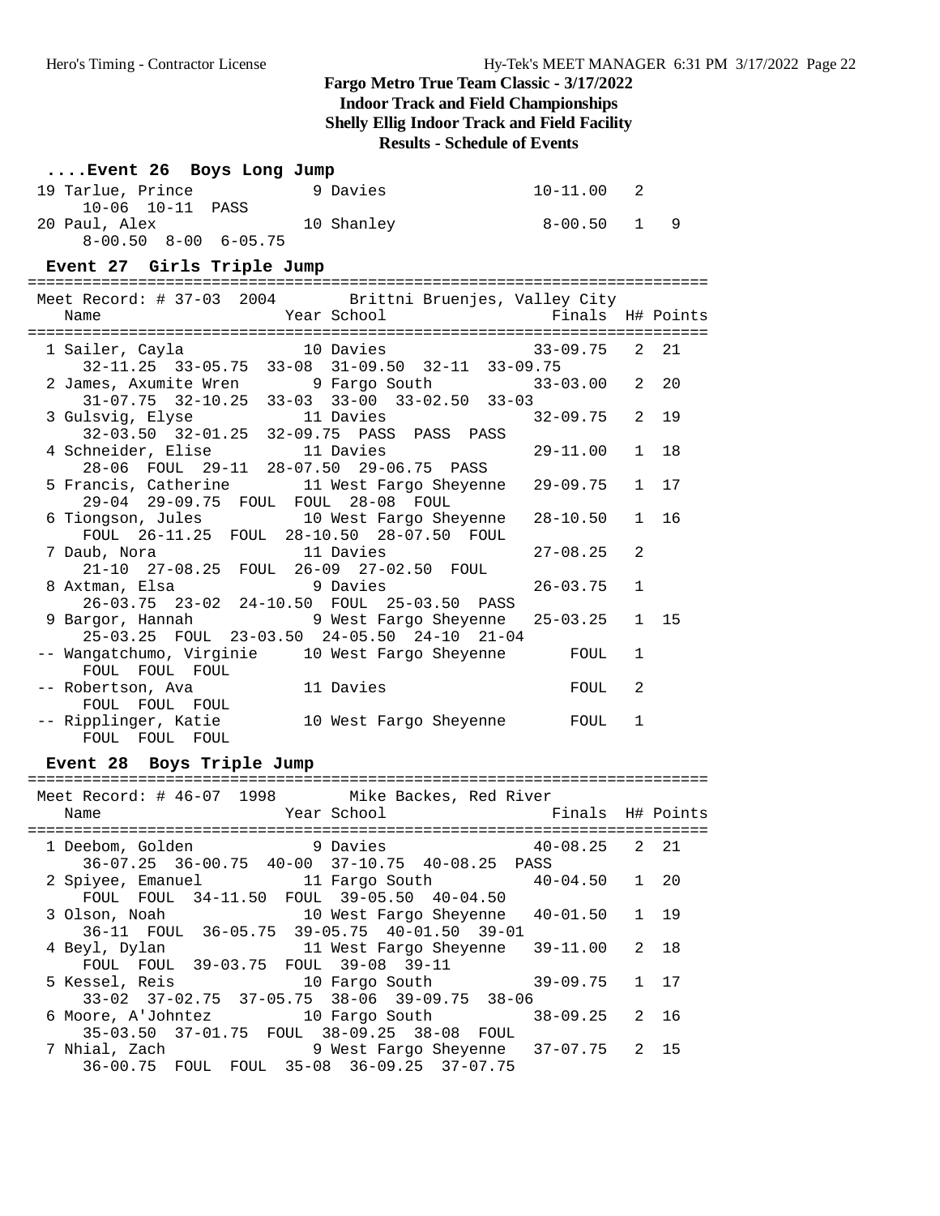# Fargo Metro True Team Classic - 3/17/2022
## Indoor Track and Field Championships
## Shelly Ellig Indoor Track and Field Facility
## Results - Schedule of Events

### ....Event 26 Boys Long Jump

| Place | Name | Year | School | Finals | H# | Points |
|---|---|---|---|---|---|---|
| 19 | Tarlue, Prince | 9 | Davies | 10-11.00 | 2 | |
| | 10-06 10-11 PASS | | | | | |
| 20 | Paul, Alex | 10 | Shanley | 8-00.50 | 1 | 9 |
| | 8-00.50 8-00 6-05.75 | | | | | |

### Event 27 Girls Triple Jump

Meet Record: # 37-03 2004 Brittni Bruenjes, Valley City

| Place | Name | Year | School | Finals | H# | Points |
|---|---|---|---|---|---|---|
| 1 | Sailer, Cayla | 10 | Davies | 33-09.75 | 2 | 21 |
| | 32-11.25 33-05.75 33-08 31-09.50 32-11 33-09.75 | | | | | |
| 2 | James, Axumite Wren | 9 | Fargo South | 33-03.00 | 2 | 20 |
| | 31-07.75 32-10.25 33-03 33-00 33-02.50 33-03 | | | | | |
| 3 | Gulsvig, Elyse | 11 | Davies | 32-09.75 | 2 | 19 |
| | 32-03.50 32-01.25 32-09.75 PASS PASS PASS | | | | | |
| 4 | Schneider, Elise | 11 | Davies | 29-11.00 | 1 | 18 |
| | 28-06 FOUL 29-11 28-07.50 29-06.75 PASS | | | | | |
| 5 | Francis, Catherine | 11 | West Fargo Sheyenne | 29-09.75 | 1 | 17 |
| | 29-04 29-09.75 FOUL FOUL 28-08 FOUL | | | | | |
| 6 | Tiongson, Jules | 10 | West Fargo Sheyenne | 28-10.50 | 1 | 16 |
| | FOUL 26-11.25 FOUL 28-10.50 28-07.50 FOUL | | | | | |
| 7 | Daub, Nora | 11 | Davies | 27-08.25 | 2 | |
| | 21-10 27-08.25 FOUL 26-09 27-02.50 FOUL | | | | | |
| 8 | Axtman, Elsa | 9 | Davies | 26-03.75 | 1 | |
| | 26-03.75 23-02 24-10.50 FOUL 25-03.50 PASS | | | | | |
| 9 | Bargor, Hannah | 9 | West Fargo Sheyenne | 25-03.25 | 1 | 15 |
| | 25-03.25 FOUL 23-03.50 24-05.50 24-10 21-04 | | | | | |
| -- | Wangatchumo, Virginie | 10 | West Fargo Sheyenne | FOUL | 1 | |
| | FOUL FOUL FOUL | | | | | |
| -- | Robertson, Ava | 11 | Davies | FOUL | 2 | |
| | FOUL FOUL FOUL | | | | | |
| -- | Ripplinger, Katie | 10 | West Fargo Sheyenne | FOUL | 1 | |
| | FOUL FOUL FOUL | | | | | |

### Event 28 Boys Triple Jump

Meet Record: # 46-07 1998 Mike Backes, Red River

| Place | Name | Year | School | Finals | H# | Points |
|---|---|---|---|---|---|---|
| 1 | Deebom, Golden | 9 | Davies | 40-08.25 | 2 | 21 |
| | 36-07.25 36-00.75 40-00 37-10.75 40-08.25 PASS | | | | | |
| 2 | Spiyee, Emanuel | 11 | Fargo South | 40-04.50 | 1 | 20 |
| | FOUL FOUL 34-11.50 FOUL 39-05.50 40-04.50 | | | | | |
| 3 | Olson, Noah | 10 | West Fargo Sheyenne | 40-01.50 | 1 | 19 |
| | 36-11 FOUL 36-05.75 39-05.75 40-01.50 39-01 | | | | | |
| 4 | Beyl, Dylan | 11 | West Fargo Sheyenne | 39-11.00 | 2 | 18 |
| | FOUL FOUL 39-03.75 FOUL 39-08 39-11 | | | | | |
| 5 | Kessel, Reis | 10 | Fargo South | 39-09.75 | 1 | 17 |
| | 33-02 37-02.75 37-05.75 38-06 39-09.75 38-06 | | | | | |
| 6 | Moore, A'Johntez | 10 | Fargo South | 38-09.25 | 2 | 16 |
| | 35-03.50 37-01.75 FOUL 38-09.25 38-08 FOUL | | | | | |
| 7 | Nhial, Zach | 9 | West Fargo Sheyenne | 37-07.75 | 2 | 15 |
| | 36-00.75 FOUL FOUL 35-08 36-09.25 37-07.75 | | | | | |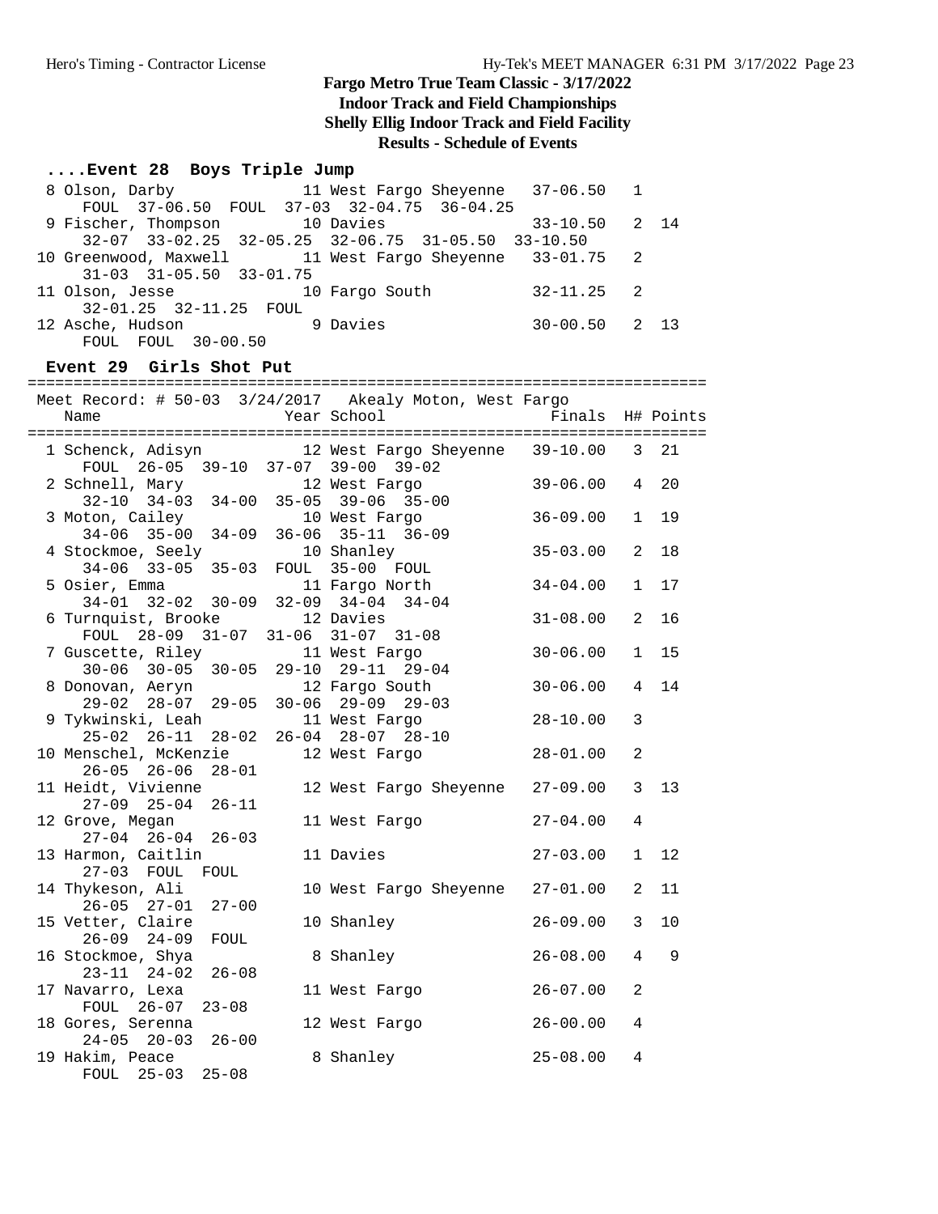# Fargo Metro True Team Classic - 3/17/2022

## Indoor Track and Field Championships

## Shelly Ellig Indoor Track and Field Facility

## Results - Schedule of Events

### ....Event 28 Boys Triple Jump

| Place | Name | Year | School | Finals | H# | Points |
|---|---|---|---|---|---|---|
| 8 | Olson, Darby | 11 | West Fargo Sheyenne | 37-06.50 | 1 | |
| | FOUL 37-06.50 FOUL 37-03 32-04.75 36-04.25 | | | | | |
| 9 | Fischer, Thompson | 10 | Davies | 33-10.50 | 2 | 14 |
| | 32-07 33-02.25 32-05.25 32-06.75 31-05.50 33-10.50 | | | | | |
| 10 | Greenwood, Maxwell | 11 | West Fargo Sheyenne | 33-01.75 | 2 | |
| | 31-03 31-05.50 33-01.75 | | | | | |
| 11 | Olson, Jesse | 10 | Fargo South | 32-11.25 | 2 | |
| | 32-01.25 32-11.25 FOUL | | | | | |
| 12 | Asche, Hudson | 9 | Davies | 30-00.50 | 2 | 13 |
| | FOUL FOUL 30-00.50 | | | | | |

### Event 29 Girls Shot Put

Meet Record: # 50-03 3/24/2017 Akealy Moton, West Fargo

| Place | Name | Year | School | Finals | H# | Points |
|---|---|---|---|---|---|---|
| 1 | Schenck, Adisyn | 12 | West Fargo Sheyenne | 39-10.00 | 3 | 21 |
| | FOUL 26-05 39-10 37-07 39-00 39-02 | | | | | |
| 2 | Schnell, Mary | 12 | West Fargo | 39-06.00 | 4 | 20 |
| | 32-10 34-03 34-00 35-05 39-06 35-00 | | | | | |
| 3 | Moton, Cailey | 10 | West Fargo | 36-09.00 | 1 | 19 |
| | 34-06 35-00 34-09 36-06 35-11 36-09 | | | | | |
| 4 | Stockmoe, Seely | 10 | Shanley | 35-03.00 | 2 | 18 |
| | 34-06 33-05 35-03 FOUL 35-00 FOUL | | | | | |
| 5 | Osier, Emma | 11 | Fargo North | 34-04.00 | 1 | 17 |
| | 34-01 32-02 30-09 32-09 34-04 34-04 | | | | | |
| 6 | Turnquist, Brooke | 12 | Davies | 31-08.00 | 2 | 16 |
| | FOUL 28-09 31-07 31-06 31-07 31-08 | | | | | |
| 7 | Guscette, Riley | 11 | West Fargo | 30-06.00 | 1 | 15 |
| | 30-06 30-05 30-05 29-10 29-11 29-04 | | | | | |
| 8 | Donovan, Aeryn | 12 | Fargo South | 30-06.00 | 4 | 14 |
| | 29-02 28-07 29-05 30-06 29-09 29-03 | | | | | |
| 9 | Tykwinski, Leah | 11 | West Fargo | 28-10.00 | 3 | |
| | 25-02 26-11 28-02 26-04 28-07 28-10 | | | | | |
| 10 | Menschel, McKenzie | 12 | West Fargo | 28-01.00 | 2 | |
| | 26-05 26-06 28-01 | | | | | |
| 11 | Heidt, Vivienne | 12 | West Fargo Sheyenne | 27-09.00 | 3 | 13 |
| | 27-09 25-04 26-11 | | | | | |
| 12 | Grove, Megan | 11 | West Fargo | 27-04.00 | 4 | |
| | 27-04 26-04 26-03 | | | | | |
| 13 | Harmon, Caitlin | 11 | Davies | 27-03.00 | 1 | 12 |
| | 27-03 FOUL FOUL | | | | | |
| 14 | Thykeson, Ali | 10 | West Fargo Sheyenne | 27-01.00 | 2 | 11 |
| | 26-05 27-01 27-00 | | | | | |
| 15 | Vetter, Claire | 10 | Shanley | 26-09.00 | 3 | 10 |
| | 26-09 24-09 FOUL | | | | | |
| 16 | Stockmoe, Shya | 8 | Shanley | 26-08.00 | 4 | 9 |
| | 23-11 24-02 26-08 | | | | | |
| 17 | Navarro, Lexa | 11 | West Fargo | 26-07.00 | 2 | |
| | FOUL 26-07 23-08 | | | | | |
| 18 | Gores, Serenna | 12 | West Fargo | 26-00.00 | 4 | |
| | 24-05 20-03 26-00 | | | | | |
| 19 | Hakim, Peace | 8 | Shanley | 25-08.00 | 4 | |
| | FOUL 25-03 25-08 | | | | | |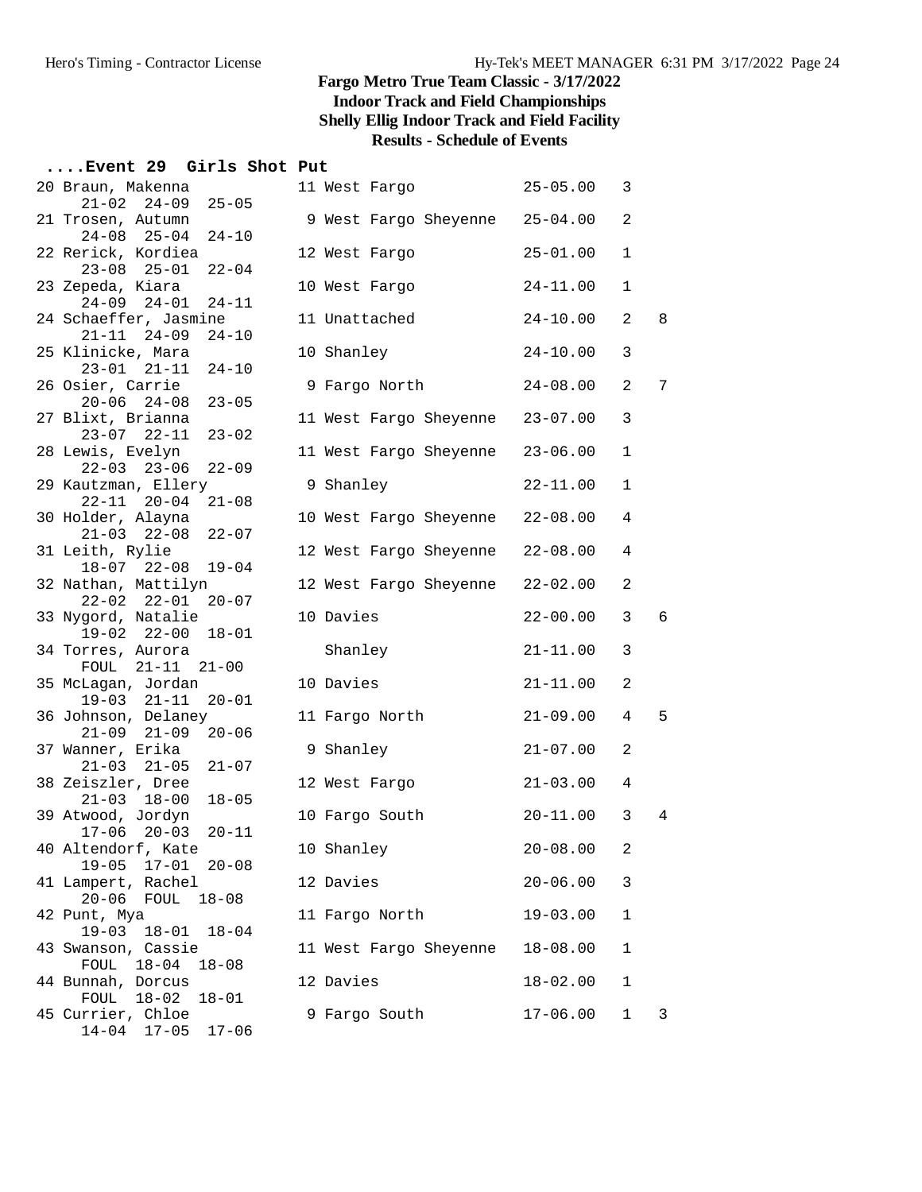# Fargo Metro True Team Classic - 3/17/2022

## Indoor Track and Field Championships

## Shelly Ellig Indoor Track and Field Facility

## Results - Schedule of Events

### ....Event 29 Girls Shot Put

| Place | Name | Year | School | Mark | Flight | Points |
|---|---|---|---|---|---|---|
| 20 | Braun, Makenna | 11 | West Fargo | 25-05.00 | 3 | |
| | 21-02 24-09 25-05 | | | | | |
| 21 | Trosen, Autumn | 9 | West Fargo Sheyenne | 25-04.00 | 2 | |
| | 24-08 25-04 24-10 | | | | | |
| 22 | Rerick, Kordiea | 12 | West Fargo | 25-01.00 | 1 | |
| | 23-08 25-01 22-04 | | | | | |
| 23 | Zepeda, Kiara | 10 | West Fargo | 24-11.00 | 1 | |
| | 24-09 24-01 24-11 | | | | | |
| 24 | Schaeffer, Jasmine | 11 | Unattached | 24-10.00 | 2 | 8 |
| | 21-11 24-09 24-10 | | | | | |
| 25 | Klinicke, Mara | 10 | Shanley | 24-10.00 | 3 | |
| | 23-01 21-11 24-10 | | | | | |
| 26 | Osier, Carrie | 9 | Fargo North | 24-08.00 | 2 | 7 |
| | 20-06 24-08 23-05 | | | | | |
| 27 | Blixt, Brianna | 11 | West Fargo Sheyenne | 23-07.00 | 3 | |
| | 23-07 22-11 23-02 | | | | | |
| 28 | Lewis, Evelyn | 11 | West Fargo Sheyenne | 23-06.00 | 1 | |
| | 22-03 23-06 22-09 | | | | | |
| 29 | Kautzman, Ellery | 9 | Shanley | 22-11.00 | 1 | |
| | 22-11 20-04 21-08 | | | | | |
| 30 | Holder, Alayna | 10 | West Fargo Sheyenne | 22-08.00 | 4 | |
| | 21-03 22-08 22-07 | | | | | |
| 31 | Leith, Rylie | 12 | West Fargo Sheyenne | 22-08.00 | 4 | |
| | 18-07 22-08 19-04 | | | | | |
| 32 | Nathan, Mattilyn | 12 | West Fargo Sheyenne | 22-02.00 | 2 | |
| | 22-02 22-01 20-07 | | | | | |
| 33 | Nygord, Natalie | 10 | Davies | 22-00.00 | 3 | 6 |
| | 19-02 22-00 18-01 | | | | | |
| 34 | Torres, Aurora | | Shanley | 21-11.00 | 3 | |
| | FOUL 21-11 21-00 | | | | | |
| 35 | McLagan, Jordan | 10 | Davies | 21-11.00 | 2 | |
| | 19-03 21-11 20-01 | | | | | |
| 36 | Johnson, Delaney | 11 | Fargo North | 21-09.00 | 4 | 5 |
| | 21-09 21-09 20-06 | | | | | |
| 37 | Wanner, Erika | 9 | Shanley | 21-07.00 | 2 | |
| | 21-03 21-05 21-07 | | | | | |
| 38 | Zeiszler, Dree | 12 | West Fargo | 21-03.00 | 4 | |
| | 21-03 18-00 18-05 | | | | | |
| 39 | Atwood, Jordyn | 10 | Fargo South | 20-11.00 | 3 | 4 |
| | 17-06 20-03 20-11 | | | | | |
| 40 | Altendorf, Kate | 10 | Shanley | 20-08.00 | 2 | |
| | 19-05 17-01 20-08 | | | | | |
| 41 | Lampert, Rachel | 12 | Davies | 20-06.00 | 3 | |
| | 20-06 FOUL 18-08 | | | | | |
| 42 | Punt, Mya | 11 | Fargo North | 19-03.00 | 1 | |
| | 19-03 18-01 18-04 | | | | | |
| 43 | Swanson, Cassie | 11 | West Fargo Sheyenne | 18-08.00 | 1 | |
| | FOUL 18-04 18-08 | | | | | |
| 44 | Bunnah, Dorcus | 12 | Davies | 18-02.00 | 1 | |
| | FOUL 18-02 18-01 | | | | | |
| 45 | Currier, Chloe | 9 | Fargo South | 17-06.00 | 1 | 3 |
| | 14-04 17-05 17-06 | | | | | |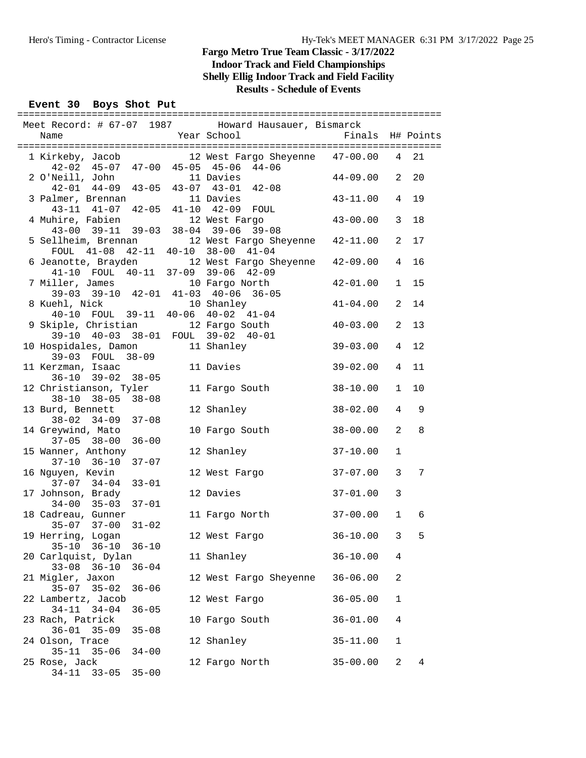# Fargo Metro True Team Classic - 3/17/2022
## Indoor Track and Field Championships
## Shelly Ellig Indoor Track and Field Facility
## Results - Schedule of Events

### Event 30 Boys Shot Put

Meet Record: # 67-07 1987 Howard Hausauer, Bismarck

| Name | Year | School | Finals | H# | Points |
|---|---|---|---|---|---|
| 1 Kirkeby, Jacob | 12 | West Fargo Sheyenne | 47-00.00 | 4 | 21 |
| 42-02 45-07 47-00 45-05 45-06 44-06 | | | | | |
| 2 O'Neill, John | 11 | Davies | 44-09.00 | 2 | 20 |
| 42-01 44-09 43-05 43-07 43-01 42-08 | | | | | |
| 3 Palmer, Brennan | 11 | Davies | 43-11.00 | 4 | 19 |
| 43-11 41-07 42-05 41-10 42-09 FOUL | | | | | |
| 4 Muhire, Fabien | 12 | West Fargo | 43-00.00 | 3 | 18 |
| 43-00 39-11 39-03 38-04 39-06 39-08 | | | | | |
| 5 Sellheim, Brennan | 12 | West Fargo Sheyenne | 42-11.00 | 2 | 17 |
| FOUL 41-08 42-11 40-10 38-00 41-04 | | | | | |
| 6 Jeanotte, Brayden | 12 | West Fargo Sheyenne | 42-09.00 | 4 | 16 |
| 41-10 FOUL 40-11 37-09 39-06 42-09 | | | | | |
| 7 Miller, James | 10 | Fargo North | 42-01.00 | 1 | 15 |
| 39-03 39-10 42-01 41-03 40-06 36-05 | | | | | |
| 8 Kuehl, Nick | 10 | Shanley | 41-04.00 | 2 | 14 |
| 40-10 FOUL 39-11 40-06 40-02 41-04 | | | | | |
| 9 Skiple, Christian | 12 | Fargo South | 40-03.00 | 2 | 13 |
| 39-10 40-03 38-01 FOUL 39-02 40-01 | | | | | |
| 10 Hospidales, Damon | 11 | Shanley | 39-03.00 | 4 | 12 |
| 39-03 FOUL 38-09 | | | | | |
| 11 Kerzman, Isaac | 11 | Davies | 39-02.00 | 4 | 11 |
| 36-10 39-02 38-05 | | | | | |
| 12 Christianson, Tyler | 11 | Fargo South | 38-10.00 | 1 | 10 |
| 38-10 38-05 38-08 | | | | | |
| 13 Burd, Bennett | 12 | Shanley | 38-02.00 | 4 | 9 |
| 38-02 34-09 37-08 | | | | | |
| 14 Greywind, Mato | 10 | Fargo South | 38-00.00 | 2 | 8 |
| 37-05 38-00 36-00 | | | | | |
| 15 Wanner, Anthony | 12 | Shanley | 37-10.00 | 1 | |
| 37-10 36-10 37-07 | | | | | |
| 16 Nguyen, Kevin | 12 | West Fargo | 37-07.00 | 3 | 7 |
| 37-07 34-04 33-01 | | | | | |
| 17 Johnson, Brady | 12 | Davies | 37-01.00 | 3 | |
| 34-00 35-03 37-01 | | | | | |
| 18 Cadreau, Gunner | 11 | Fargo North | 37-00.00 | 1 | 6 |
| 35-07 37-00 31-02 | | | | | |
| 19 Herring, Logan | 12 | West Fargo | 36-10.00 | 3 | 5 |
| 35-10 36-10 36-10 | | | | | |
| 20 Carlquist, Dylan | 11 | Shanley | 36-10.00 | 4 | |
| 33-08 36-10 36-04 | | | | | |
| 21 Migler, Jaxon | 12 | West Fargo Sheyenne | 36-06.00 | 2 | |
| 35-07 35-02 36-06 | | | | | |
| 22 Lambertz, Jacob | 12 | West Fargo | 36-05.00 | 1 | |
| 34-11 34-04 36-05 | | | | | |
| 23 Rach, Patrick | 10 | Fargo South | 36-01.00 | 4 | |
| 36-01 35-09 35-08 | | | | | |
| 24 Olson, Trace | 12 | Shanley | 35-11.00 | 1 | |
| 35-11 35-06 34-00 | | | | | |
| 25 Rose, Jack | 12 | Fargo North | 35-00.00 | 2 | 4 |
| 34-11 33-05 35-00 | | | | | |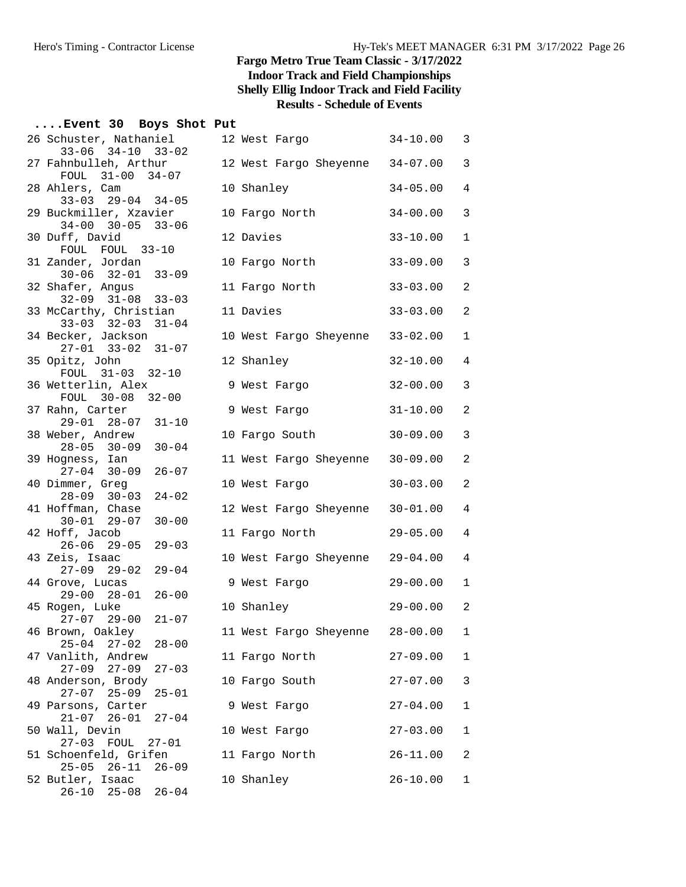# Fargo Metro True Team Classic - 3/17/2022
## Indoor Track and Field Championships
## Shelly Ellig Indoor Track and Field Facility
## Results - Schedule of Events

### ....Event 30 Boys Shot Put

| Place | Name | Yr | School | Mark | Flight |
|---|---|---|---|---|---|
| 26 | Schuster, Nathaniel | 12 | West Fargo | 34-10.00 | 3 |
| | 33-06 34-10 33-02 | | | | |
| 27 | Fahnbulleh, Arthur | 12 | West Fargo Sheyenne | 34-07.00 | 3 |
| | FOUL 31-00 34-07 | | | | |
| 28 | Ahlers, Cam | 10 | Shanley | 34-05.00 | 4 |
| | 33-03 29-04 34-05 | | | | |
| 29 | Buckmiller, Xzavier | 10 | Fargo North | 34-00.00 | 3 |
| | 34-00 30-05 33-06 | | | | |
| 30 | Duff, David | 12 | Davies | 33-10.00 | 1 |
| | FOUL FOUL 33-10 | | | | |
| 31 | Zander, Jordan | 10 | Fargo North | 33-09.00 | 3 |
| | 30-06 32-01 33-09 | | | | |
| 32 | Shafer, Angus | 11 | Fargo North | 33-03.00 | 2 |
| | 32-09 31-08 33-03 | | | | |
| 33 | McCarthy, Christian | 11 | Davies | 33-03.00 | 2 |
| | 33-03 32-03 31-04 | | | | |
| 34 | Becker, Jackson | 10 | West Fargo Sheyenne | 33-02.00 | 1 |
| | 27-01 33-02 31-07 | | | | |
| 35 | Opitz, John | 12 | Shanley | 32-10.00 | 4 |
| | FOUL 31-03 32-10 | | | | |
| 36 | Wetterlin, Alex | 9 | West Fargo | 32-00.00 | 3 |
| | FOUL 30-08 32-00 | | | | |
| 37 | Rahn, Carter | 9 | West Fargo | 31-10.00 | 2 |
| | 29-01 28-07 31-10 | | | | |
| 38 | Weber, Andrew | 10 | Fargo South | 30-09.00 | 3 |
| | 28-05 30-09 30-04 | | | | |
| 39 | Hogness, Ian | 11 | West Fargo Sheyenne | 30-09.00 | 2 |
| | 27-04 30-09 26-07 | | | | |
| 40 | Dimmer, Greg | 10 | West Fargo | 30-03.00 | 2 |
| | 28-09 30-03 24-02 | | | | |
| 41 | Hoffman, Chase | 12 | West Fargo Sheyenne | 30-01.00 | 4 |
| | 30-01 29-07 30-00 | | | | |
| 42 | Hoff, Jacob | 11 | Fargo North | 29-05.00 | 4 |
| | 26-06 29-05 29-03 | | | | |
| 43 | Zeis, Isaac | 10 | West Fargo Sheyenne | 29-04.00 | 4 |
| | 27-09 29-02 29-04 | | | | |
| 44 | Grove, Lucas | 9 | West Fargo | 29-00.00 | 1 |
| | 29-00 28-01 26-00 | | | | |
| 45 | Rogen, Luke | 10 | Shanley | 29-00.00 | 2 |
| | 27-07 29-00 21-07 | | | | |
| 46 | Brown, Oakley | 11 | West Fargo Sheyenne | 28-00.00 | 1 |
| | 25-04 27-02 28-00 | | | | |
| 47 | Vanlith, Andrew | 11 | Fargo North | 27-09.00 | 1 |
| | 27-09 27-09 27-03 | | | | |
| 48 | Anderson, Brody | 10 | Fargo South | 27-07.00 | 3 |
| | 27-07 25-09 25-01 | | | | |
| 49 | Parsons, Carter | 9 | West Fargo | 27-04.00 | 1 |
| | 21-07 26-01 27-04 | | | | |
| 50 | Wall, Devin | 10 | West Fargo | 27-03.00 | 1 |
| | 27-03 FOUL 27-01 | | | | |
| 51 | Schoenfeld, Grifen | 11 | Fargo North | 26-11.00 | 2 |
| | 25-05 26-11 26-09 | | | | |
| 52 | Butler, Isaac | 10 | Shanley | 26-10.00 | 1 |
| | 26-10 25-08 26-04 | | | | |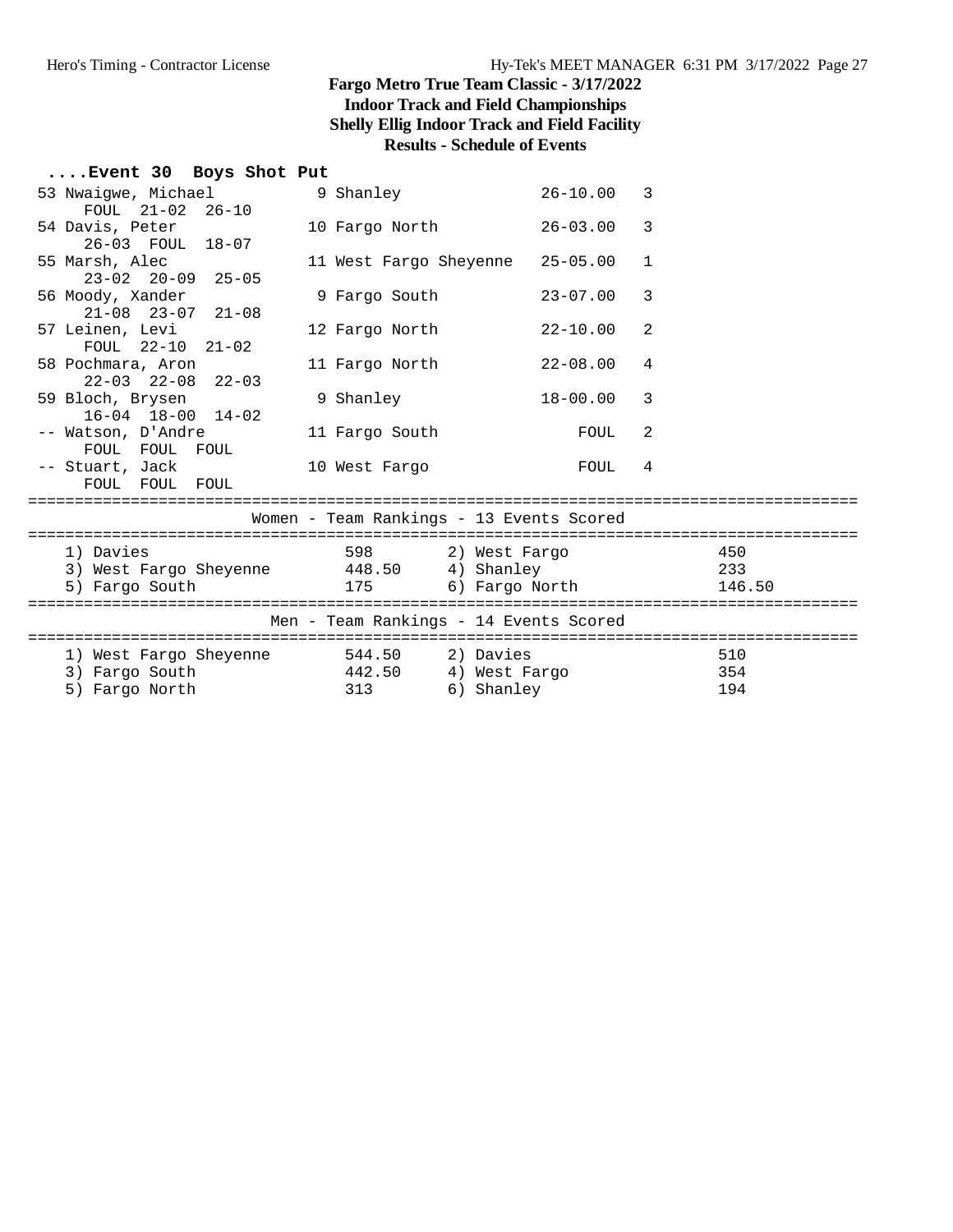# Fargo Metro True Team Classic - 3/17/2022
## Indoor Track and Field Championships
## Shelly Ellig Indoor Track and Field Facility
## Results - Schedule of Events

### ....Event 30 Boys Shot Put

| | | | | | |
|---|---|---|---|---|---|
| 53 | Nwaigwe, Michael | 9 | Shanley | 26-10.00 | 3 |
| | FOUL 21-02 26-10 | | | | |
| 54 | Davis, Peter | 10 | Fargo North | 26-03.00 | 3 |
| | 26-03 FOUL 18-07 | | | | |
| 55 | Marsh, Alec | 11 | West Fargo Sheyenne | 25-05.00 | 1 |
| | 23-02 20-09 25-05 | | | | |
| 56 | Moody, Xander | 9 | Fargo South | 23-07.00 | 3 |
| | 21-08 23-07 21-08 | | | | |
| 57 | Leinen, Levi | 12 | Fargo North | 22-10.00 | 2 |
| | FOUL 22-10 21-02 | | | | |
| 58 | Pochmara, Aron | 11 | Fargo North | 22-08.00 | 4 |
| | 22-03 22-08 22-03 | | | | |
| 59 | Bloch, Brysen | 9 | Shanley | 18-00.00 | 3 |
| | 16-04 18-00 14-02 | | | | |
| -- | Watson, D'Andre | 11 | Fargo South | FOUL | 2 |
| | FOUL FOUL FOUL | | | | |
| -- | Stuart, Jack | 10 | West Fargo | FOUL | 4 |
| | FOUL FOUL FOUL | | | | |

### Women - Team Rankings - 13 Events Scored

| | | | |
|---|---|---|---|
| 1) Davies | 598 | 2) West Fargo | 450 |
| 3) West Fargo Sheyenne | 448.50 | 4) Shanley | 233 |
| 5) Fargo South | 175 | 6) Fargo North | 146.50 |

### Men - Team Rankings - 14 Events Scored

| | | | |
|---|---|---|---|
| 1) West Fargo Sheyenne | 544.50 | 2) Davies | 510 |
| 3) Fargo South | 442.50 | 4) West Fargo | 354 |
| 5) Fargo North | 313 | 6) Shanley | 194 |